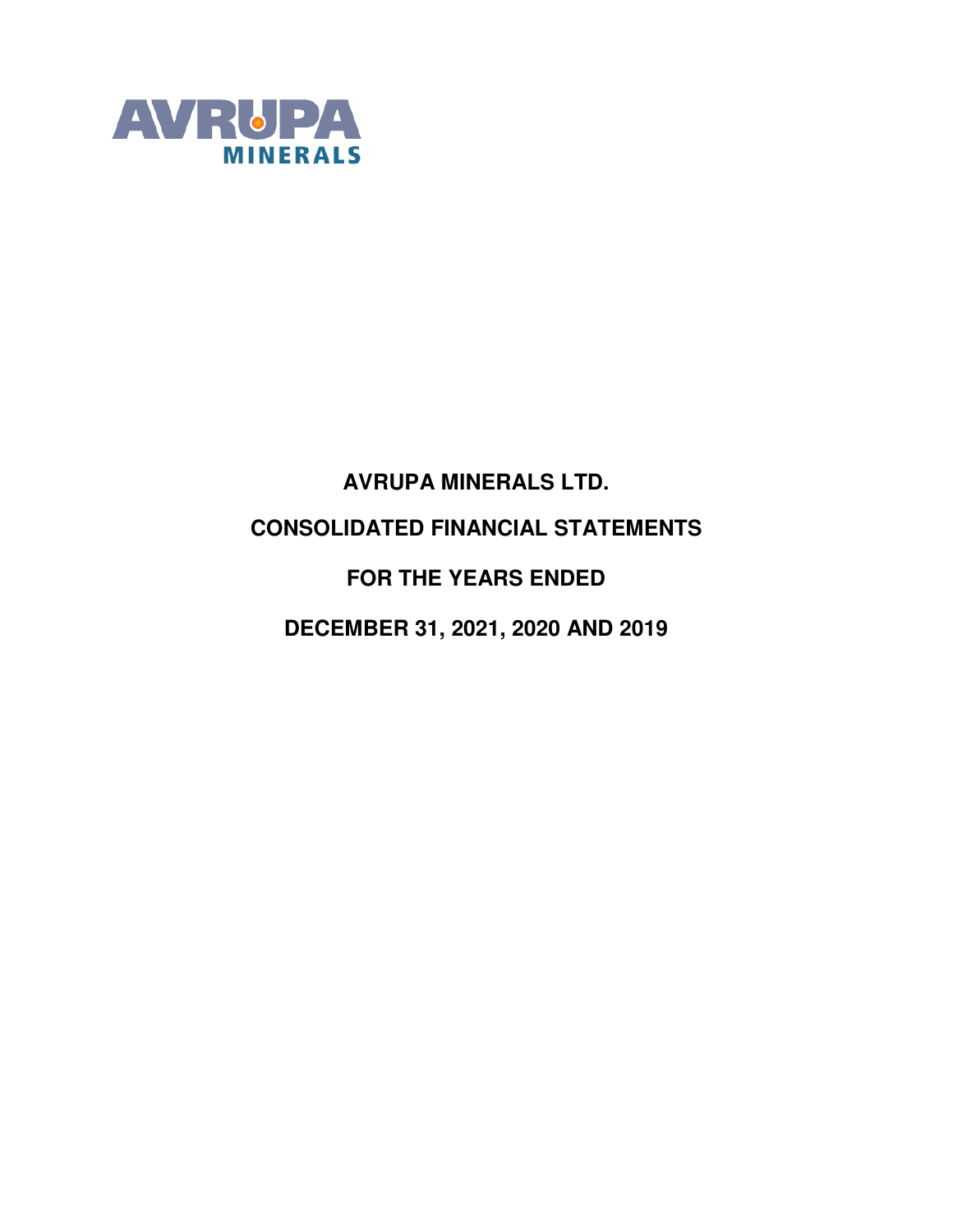AVRUPA MINERALS

# AVRUPA MINERALS LTD.

# CONSOLIDATED FINANCIAL STATEMENTS

# FOR THE YEARS ENDED

# DECEMBER 31, 2021, 2020 AND 2019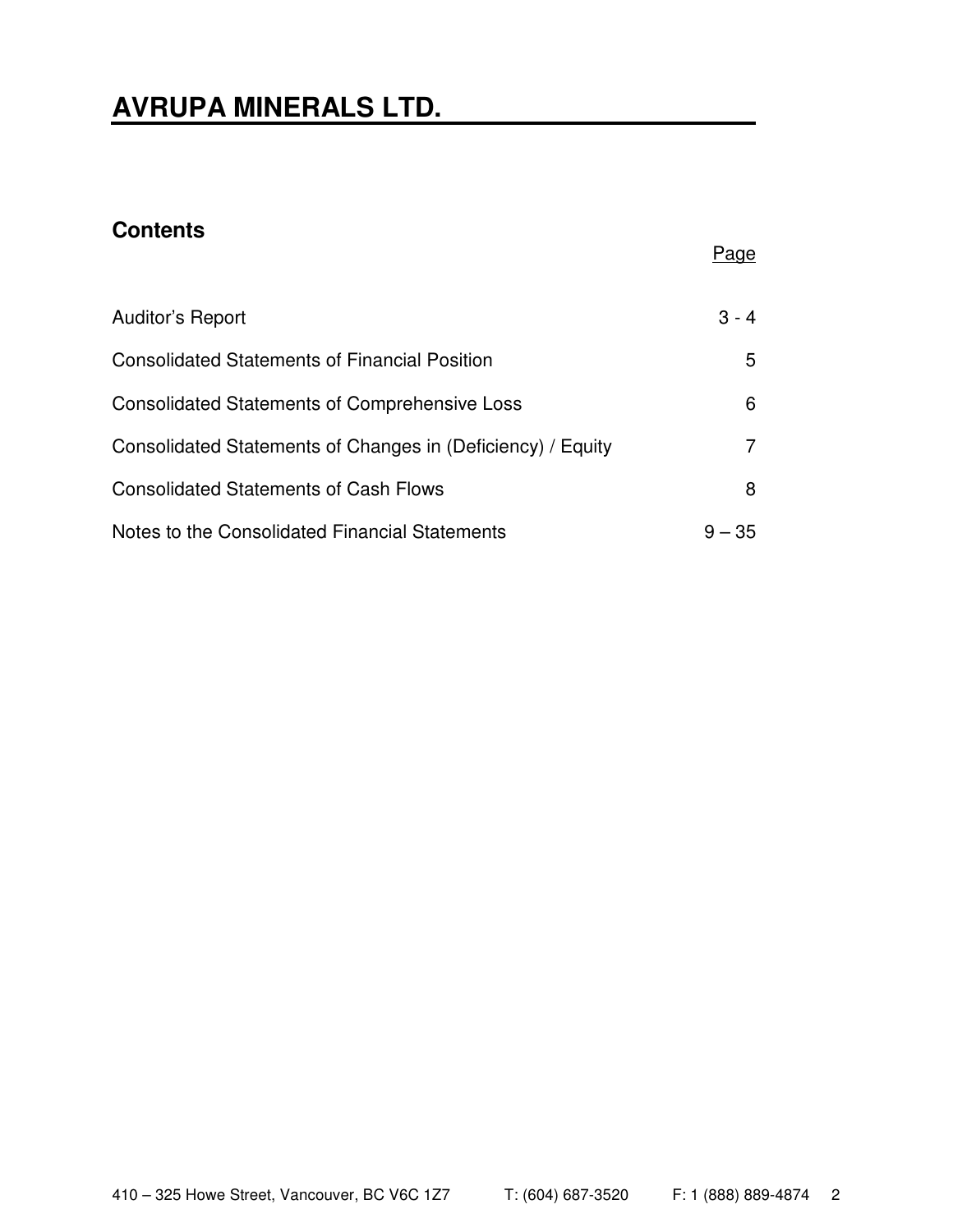# AVRUPA MINERALS LTD.

## Contents

| | Page |
|---|---|
| Auditor's Report | 3 - 4 |
| Consolidated Statements of Financial Position | 5 |
| Consolidated Statements of Comprehensive Loss | 6 |
| Consolidated Statements of Changes in (Deficiency) / Equity | 7 |
| Consolidated Statements of Cash Flows | 8 |
| Notes to the Consolidated Financial Statements | 9 – 35 |

410 – 325 Howe Street, Vancouver, BC V6C 1Z7 T: (604) 687-3520 F: 1 (888) 889-4874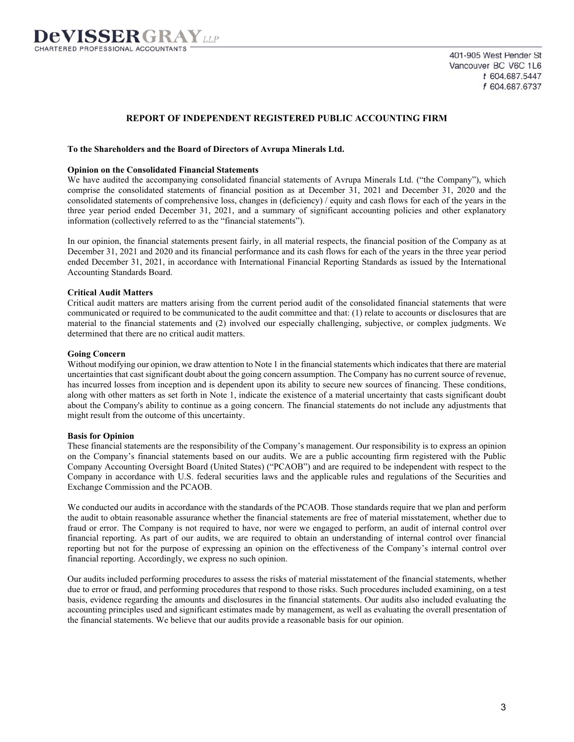**DeVISSERGRAY** LLP
CHARTERED PROFESSIONAL ACCOUNTANTS

401-905 West Pender St
Vancouver BC V6C 1L6
t 604.687.5447
f 604.687.6737

## REPORT OF INDEPENDENT REGISTERED PUBLIC ACCOUNTING FIRM

**To the Shareholders and the Board of Directors of Avrupa Minerals Ltd.**

**Opinion on the Consolidated Financial Statements**

We have audited the accompanying consolidated financial statements of Avrupa Minerals Ltd. ("the Company"), which comprise the consolidated statements of financial position as at December 31, 2021 and December 31, 2020 and the consolidated statements of comprehensive loss, changes in (deficiency) / equity and cash flows for each of the years in the three year period ended December 31, 2021, and a summary of significant accounting policies and other explanatory information (collectively referred to as the "financial statements").

In our opinion, the financial statements present fairly, in all material respects, the financial position of the Company as at December 31, 2021 and 2020 and its financial performance and its cash flows for each of the years in the three year period ended December 31, 2021, in accordance with International Financial Reporting Standards as issued by the International Accounting Standards Board.

**Critical Audit Matters**

Critical audit matters are matters arising from the current period audit of the consolidated financial statements that were communicated or required to be communicated to the audit committee and that: (1) relate to accounts or disclosures that are material to the financial statements and (2) involved our especially challenging, subjective, or complex judgments. We determined that there are no critical audit matters.

**Going Concern**

Without modifying our opinion, we draw attention to Note 1 in the financial statements which indicates that there are material uncertainties that cast significant doubt about the going concern assumption. The Company has no current source of revenue, has incurred losses from inception and is dependent upon its ability to secure new sources of financing. These conditions, along with other matters as set forth in Note 1, indicate the existence of a material uncertainty that casts significant doubt about the Company's ability to continue as a going concern. The financial statements do not include any adjustments that might result from the outcome of this uncertainty.

**Basis for Opinion**

These financial statements are the responsibility of the Company's management. Our responsibility is to express an opinion on the Company's financial statements based on our audits. We are a public accounting firm registered with the Public Company Accounting Oversight Board (United States) ("PCAOB") and are required to be independent with respect to the Company in accordance with U.S. federal securities laws and the applicable rules and regulations of the Securities and Exchange Commission and the PCAOB.

We conducted our audits in accordance with the standards of the PCAOB. Those standards require that we plan and perform the audit to obtain reasonable assurance whether the financial statements are free of material misstatement, whether due to fraud or error. The Company is not required to have, nor were we engaged to perform, an audit of internal control over financial reporting. As part of our audits, we are required to obtain an understanding of internal control over financial reporting but not for the purpose of expressing an opinion on the effectiveness of the Company's internal control over financial reporting. Accordingly, we express no such opinion.

Our audits included performing procedures to assess the risks of material misstatement of the financial statements, whether due to error or fraud, and performing procedures that respond to those risks. Such procedures included examining, on a test basis, evidence regarding the amounts and disclosures in the financial statements. Our audits also included evaluating the accounting principles used and significant estimates made by management, as well as evaluating the overall presentation of the financial statements. We believe that our audits provide a reasonable basis for our opinion.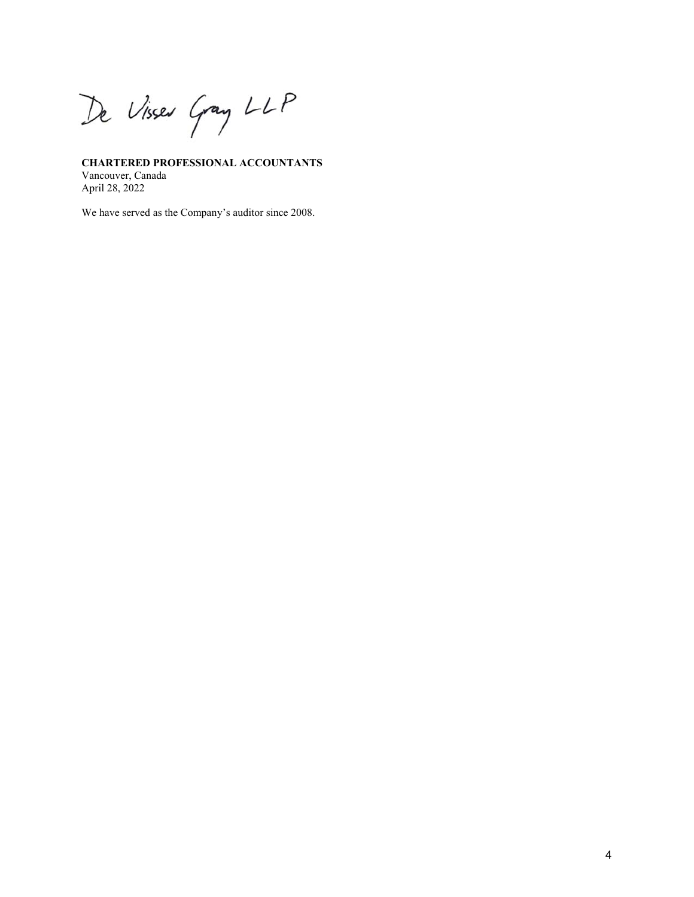De Visser Gray LLP

**CHARTERED PROFESSIONAL ACCOUNTANTS**
Vancouver, Canada
April 28, 2022

We have served as the Company's auditor since 2008.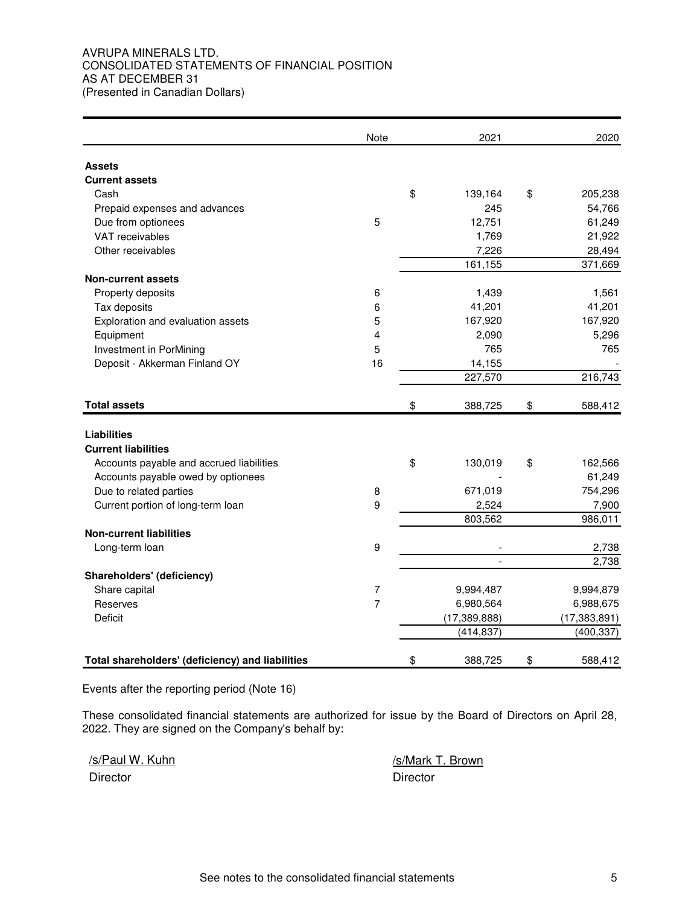AVRUPA MINERALS LTD.
CONSOLIDATED STATEMENTS OF FINANCIAL POSITION
AS AT DECEMBER 31
(Presented in Canadian Dollars)

| | Note | 2021 | 2020 |
|---|---|---|---|
| **Assets** | | | |
| **Current assets** | | | |
| Cash | | $ 139,164 | $ 205,238 |
| Prepaid expenses and advances | | 245 | 54,766 |
| Due from optionees | 5 | 12,751 | 61,249 |
| VAT receivables | | 1,769 | 21,922 |
| Other receivables | | 7,226 | 28,494 |
| | | 161,155 | 371,669 |
| **Non-current assets** | | | |
| Property deposits | 6 | 1,439 | 1,561 |
| Tax deposits | 6 | 41,201 | 41,201 |
| Exploration and evaluation assets | 5 | 167,920 | 167,920 |
| Equipment | 4 | 2,090 | 5,296 |
| Investment in PorMining | 5 | 765 | 765 |
| Deposit - Akkerman Finland OY | 16 | 14,155 | - |
| | | 227,570 | 216,743 |
| **Total assets** | | $ 388,725 | $ 588,412 |
| **Liabilities** | | | |
| **Current liabilities** | | | |
| Accounts payable and accrued liabilities | | $ 130,019 | $ 162,566 |
| Accounts payable owed by optionees | | - | 61,249 |
| Due to related parties | 8 | 671,019 | 754,296 |
| Current portion of long-term loan | 9 | 2,524 | 7,900 |
| | | 803,562 | 986,011 |
| **Non-current liabilities** | | | |
| Long-term loan | 9 | - | 2,738 |
| | | - | 2,738 |
| **Shareholders' (deficiency)** | | | |
| Share capital | 7 | 9,994,487 | 9,994,879 |
| Reserves | 7 | 6,980,564 | 6,988,675 |
| Deficit | | (17,389,888) | (17,383,891) |
| | | (414,837) | (400,337) |
| **Total shareholders' (deficiency) and liabilities** | | $ 388,725 | $ 588,412 |

Events after the reporting period (Note 16)

These consolidated financial statements are authorized for issue by the Board of Directors on April 28, 2022. They are signed on the Company's behalf by:

/s/Paul W. Kuhn
Director

/s/Mark T. Brown
Director

See notes to the consolidated financial statements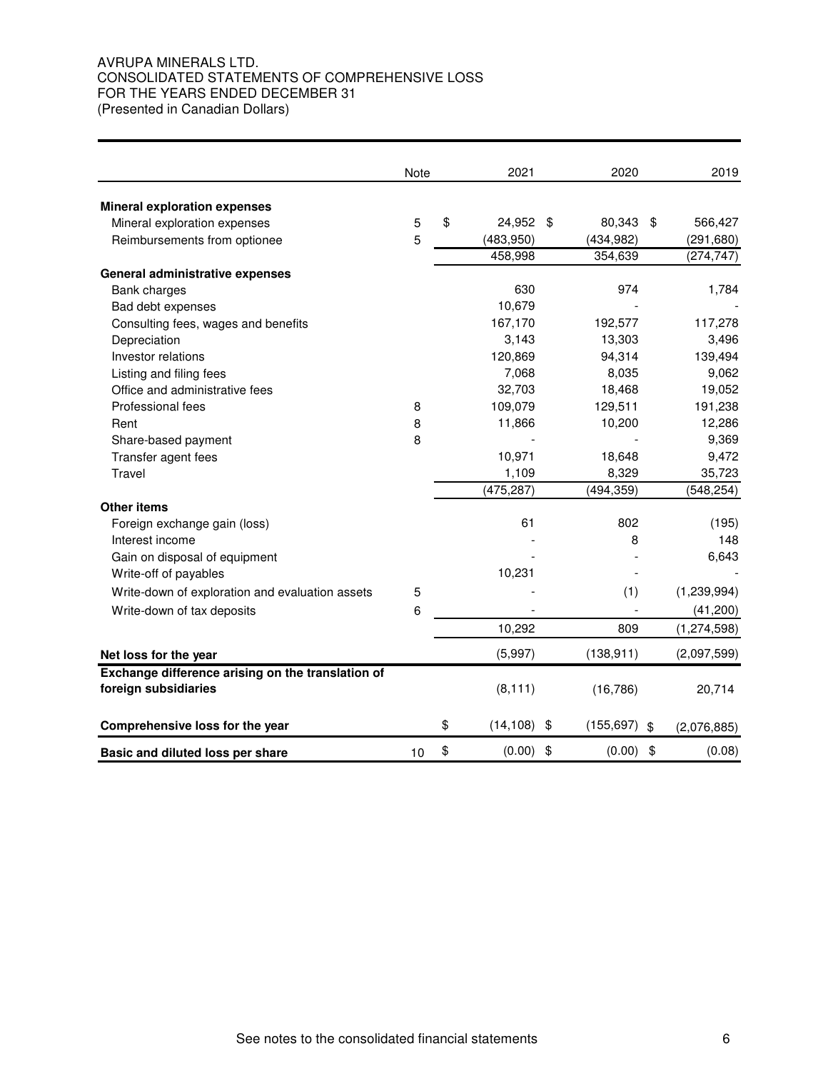AVRUPA MINERALS LTD.
CONSOLIDATED STATEMENTS OF COMPREHENSIVE LOSS
FOR THE YEARS ENDED DECEMBER 31
(Presented in Canadian Dollars)

| | Note | 2021 | 2020 | 2019 |
|---|---|---|---|---|
| **Mineral exploration expenses** | | | | |
| Mineral exploration expenses | 5 | $ 24,952 | $ 80,343 | $ 566,427 |
| Reimbursements from optionee | 5 | (483,950) | (434,982) | (291,680) |
| | | 458,998 | 354,639 | (274,747) |
| **General administrative expenses** | | | | |
| Bank charges | | 630 | 974 | 1,784 |
| Bad debt expenses | | 10,679 | - | - |
| Consulting fees, wages and benefits | | 167,170 | 192,577 | 117,278 |
| Depreciation | | 3,143 | 13,303 | 3,496 |
| Investor relations | | 120,869 | 94,314 | 139,494 |
| Listing and filing fees | | 7,068 | 8,035 | 9,062 |
| Office and administrative fees | | 32,703 | 18,468 | 19,052 |
| Professional fees | 8 | 109,079 | 129,511 | 191,238 |
| Rent | 8 | 11,866 | 10,200 | 12,286 |
| Share-based payment | 8 | - | - | 9,369 |
| Transfer agent fees | | 10,971 | 18,648 | 9,472 |
| Travel | | 1,109 | 8,329 | 35,723 |
| | | (475,287) | (494,359) | (548,254) |
| **Other items** | | | | |
| Foreign exchange gain (loss) | | 61 | 802 | (195) |
| Interest income | | - | 8 | 148 |
| Gain on disposal of equipment | | - | - | 6,643 |
| Write-off of payables | | 10,231 | - | - |
| Write-down of exploration and evaluation assets | 5 | - | (1) | (1,239,994) |
| Write-down of tax deposits | 6 | - | - | (41,200) |
| | | 10,292 | 809 | (1,274,598) |
| **Net loss for the year** | | (5,997) | (138,911) | (2,097,599) |
| **Exchange difference arising on the translation of foreign subsidiaries** | | (8,111) | (16,786) | 20,714 |
| **Comprehensive loss for the year** | | $ (14,108) | $ (155,697) | $ (2,076,885) |
| **Basic and diluted loss per share** | 10 | $ (0.00) | $ (0.00) | $ (0.08) |

See notes to the consolidated financial statements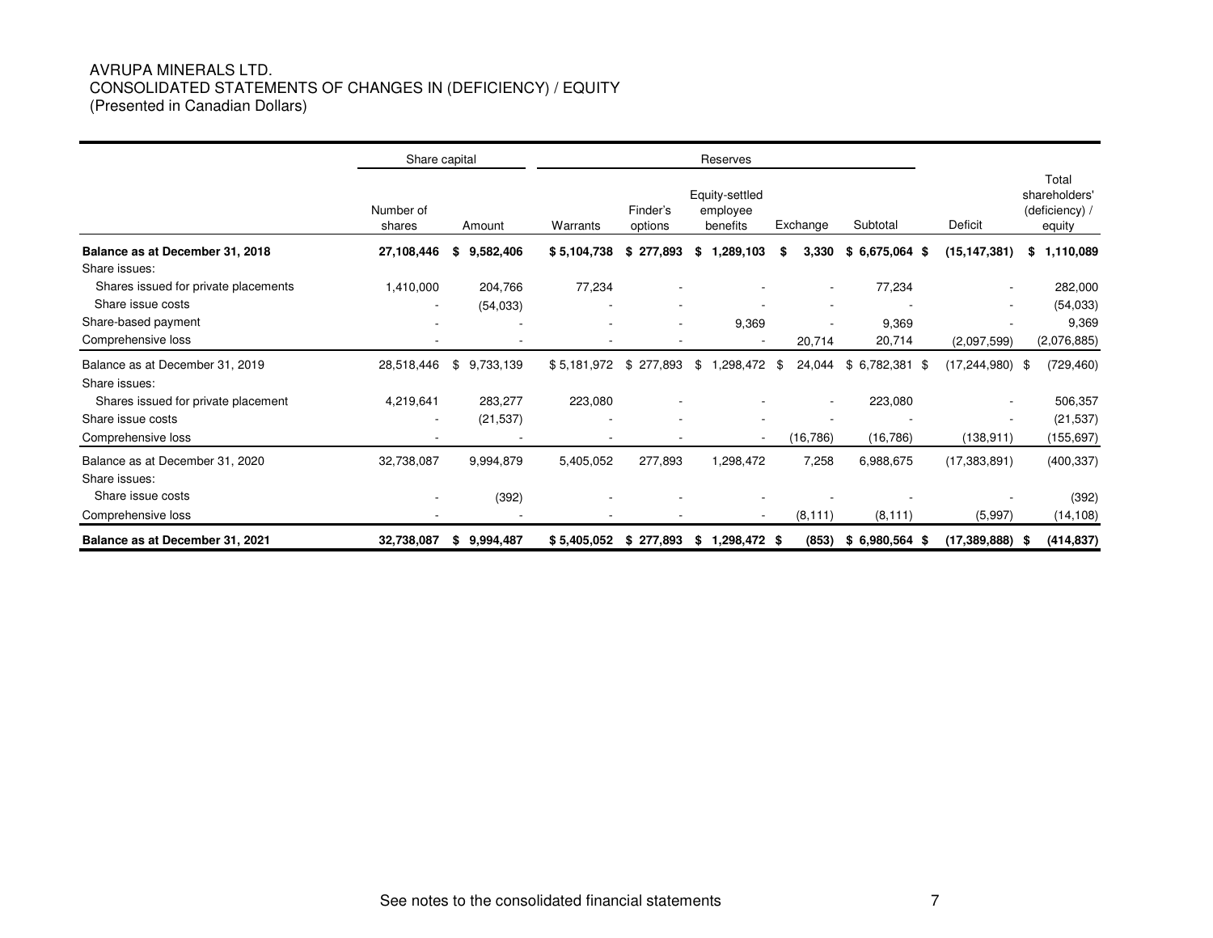AVRUPA MINERALS LTD.
CONSOLIDATED STATEMENTS OF CHANGES IN (DEFICIENCY) / EQUITY
(Presented in Canadian Dollars)

| | Share capital | | Reserves | | | | | | |
|---|---|---|---|---|---|---|---|---|---|
| | Number of shares | Amount | Warrants | Finder's options | Equity-settled employee benefits | Exchange | Subtotal | Deficit | Total shareholders' (deficiency) / equity |
| **Balance as at December 31, 2018** | **27,108,446** | **$ 9,582,406** | **$ 5,104,738** | **$ 277,893** | **$ 1,289,103** | **$ 3,330** | **$ 6,675,064** | **$ (15,147,381)** | **$ 1,110,089** |
| Share issues: | | | | | | | | | |
| Shares issued for private placements | 1,410,000 | 204,766 | 77,234 | - | - | - | 77,234 | - | 282,000 |
| Share issue costs | - | (54,033) | - | - | - | - | - | - | (54,033) |
| Share-based payment | - | - | - | - | 9,369 | - | 9,369 | - | 9,369 |
| Comprehensive loss | - | - | - | - | - | 20,714 | 20,714 | (2,097,599) | (2,076,885) |
| Balance as at December 31, 2019 | 28,518,446 | $ 9,733,139 | $ 5,181,972 | $ 277,893 | $ 1,298,472 | $ 24,044 | $ 6,782,381 | $ (17,244,980) | $ (729,460) |
| Share issues: | | | | | | | | | |
| Shares issued for private placement | 4,219,641 | 283,277 | 223,080 | - | - | - | 223,080 | - | 506,357 |
| Share issue costs | - | (21,537) | - | - | - | - | - | - | (21,537) |
| Comprehensive loss | - | - | - | - | - | (16,786) | (16,786) | (138,911) | (155,697) |
| Balance as at December 31, 2020 | 32,738,087 | 9,994,879 | 5,405,052 | 277,893 | 1,298,472 | 7,258 | 6,988,675 | (17,383,891) | (400,337) |
| Share issues: | | | | | | | | | |
| Share issue costs | - | (392) | - | - | - | - | - | - | (392) |
| Comprehensive loss | - | - | - | - | - | (8,111) | (8,111) | (5,997) | (14,108) |
| **Balance as at December 31, 2021** | **32,738,087** | **$ 9,994,487** | **$ 5,405,052** | **$ 277,893** | **$ 1,298,472** | **$ (853)** | **$ 6,980,564** | **$ (17,389,888)** | **$ (414,837)** |

See notes to the consolidated financial statements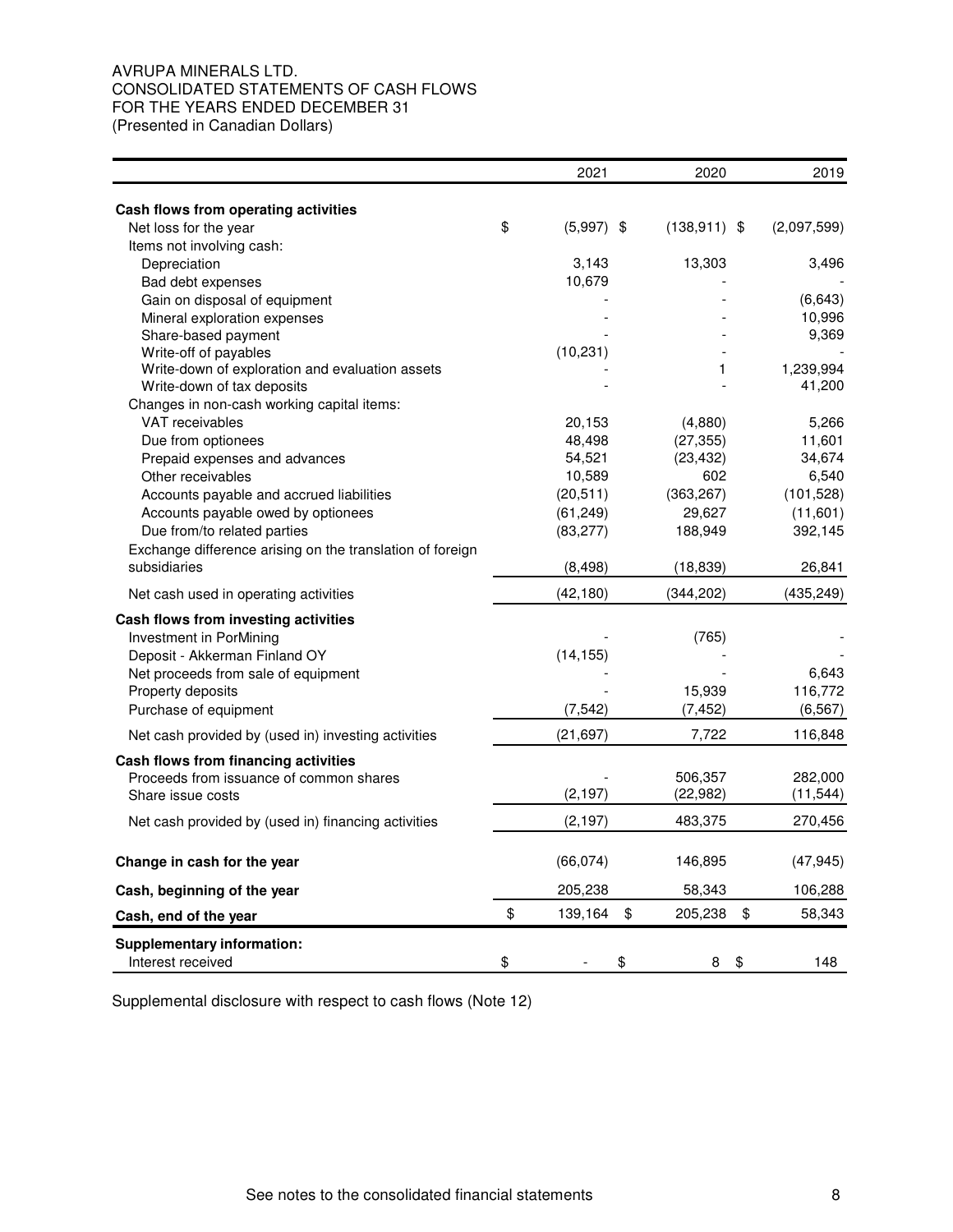AVRUPA MINERALS LTD.
CONSOLIDATED STATEMENTS OF CASH FLOWS
FOR THE YEARS ENDED DECEMBER 31
(Presented in Canadian Dollars)

| | 2021 | 2020 | 2019 |
|---|---|---|---|
| **Cash flows from operating activities** | | | |
| Net loss for the year | $ (5,997) | $ (138,911) | $ (2,097,599) |
| Items not involving cash: | | | |
| Depreciation | 3,143 | 13,303 | 3,496 |
| Bad debt expenses | 10,679 | - | - |
| Gain on disposal of equipment | - | - | (6,643) |
| Mineral exploration expenses | - | - | 10,996 |
| Share-based payment | - | - | 9,369 |
| Write-off of payables | (10,231) | - | - |
| Write-down of exploration and evaluation assets | - | 1 | 1,239,994 |
| Write-down of tax deposits | - | - | 41,200 |
| Changes in non-cash working capital items: | | | |
| VAT receivables | 20,153 | (4,880) | 5,266 |
| Due from optionees | 48,498 | (27,355) | 11,601 |
| Prepaid expenses and advances | 54,521 | (23,432) | 34,674 |
| Other receivables | 10,589 | 602 | 6,540 |
| Accounts payable and accrued liabilities | (20,511) | (363,267) | (101,528) |
| Accounts payable owed by optionees | (61,249) | 29,627 | (11,601) |
| Due from/to related parties | (83,277) | 188,949 | 392,145 |
| Exchange difference arising on the translation of foreign subsidiaries | (8,498) | (18,839) | 26,841 |
| Net cash used in operating activities | (42,180) | (344,202) | (435,249) |
| **Cash flows from investing activities** | | | |
| Investment in PorMining | - | (765) | - |
| Deposit - Akkerman Finland OY | (14,155) | - | - |
| Net proceeds from sale of equipment | - | - | 6,643 |
| Property deposits | - | 15,939 | 116,772 |
| Purchase of equipment | (7,542) | (7,452) | (6,567) |
| Net cash provided by (used in) investing activities | (21,697) | 7,722 | 116,848 |
| **Cash flows from financing activities** | | | |
| Proceeds from issuance of common shares | - | 506,357 | 282,000 |
| Share issue costs | (2,197) | (22,982) | (11,544) |
| Net cash provided by (used in) financing activities | (2,197) | 483,375 | 270,456 |
| **Change in cash for the year** | (66,074) | 146,895 | (47,945) |
| **Cash, beginning of the year** | 205,238 | 58,343 | 106,288 |
| **Cash, end of the year** | $ 139,164 | $ 205,238 | $ 58,343 |
| **Supplementary information:** | | | |
| Interest received | $ - | $ 8 | $ 148 |

Supplemental disclosure with respect to cash flows (Note 12)

See notes to the consolidated financial statements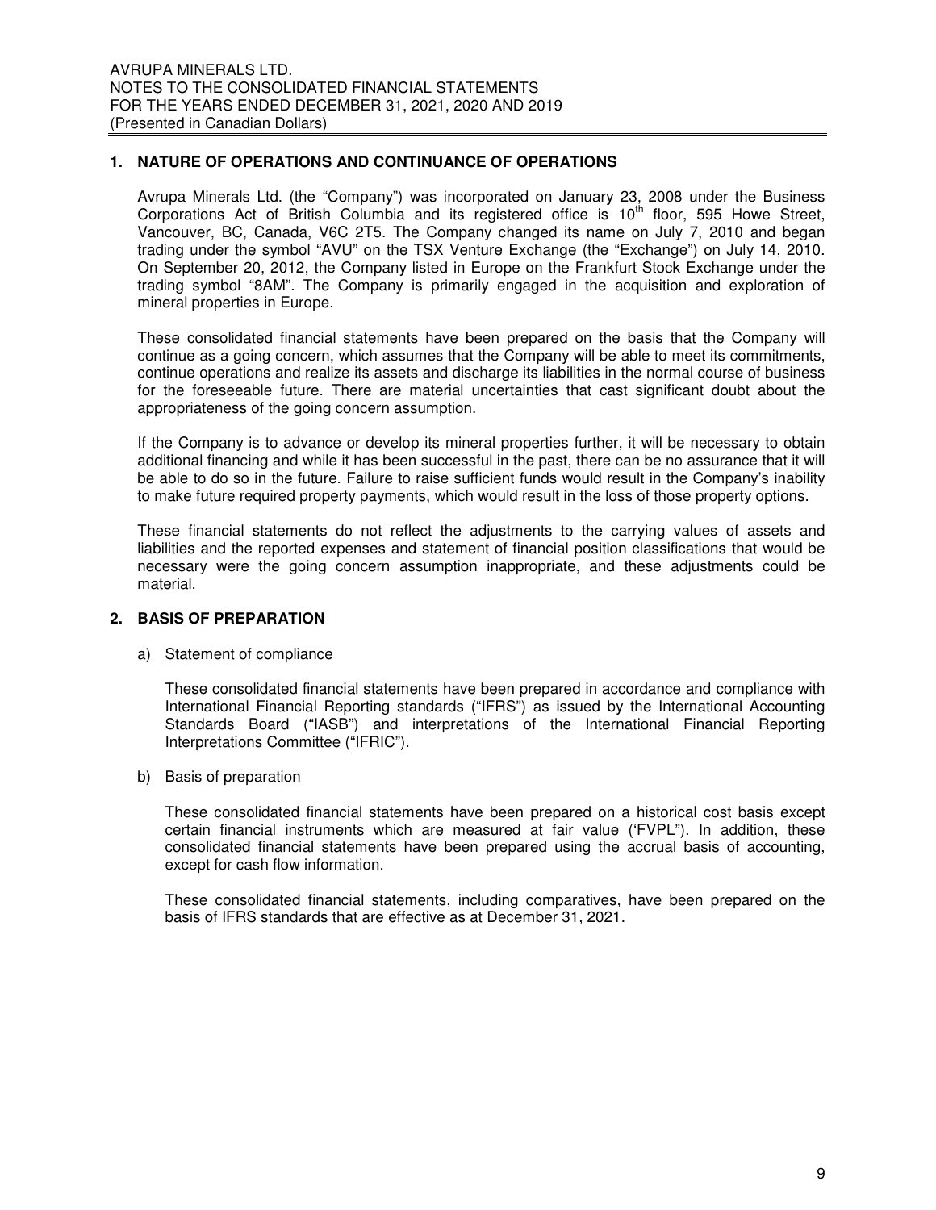## 1. NATURE OF OPERATIONS AND CONTINUANCE OF OPERATIONS

Avrupa Minerals Ltd. (the "Company") was incorporated on January 23, 2008 under the Business Corporations Act of British Columbia and its registered office is 10th floor, 595 Howe Street, Vancouver, BC, Canada, V6C 2T5. The Company changed its name on July 7, 2010 and began trading under the symbol "AVU" on the TSX Venture Exchange (the "Exchange") on July 14, 2010. On September 20, 2012, the Company listed in Europe on the Frankfurt Stock Exchange under the trading symbol "8AM". The Company is primarily engaged in the acquisition and exploration of mineral properties in Europe.

These consolidated financial statements have been prepared on the basis that the Company will continue as a going concern, which assumes that the Company will be able to meet its commitments, continue operations and realize its assets and discharge its liabilities in the normal course of business for the foreseeable future. There are material uncertainties that cast significant doubt about the appropriateness of the going concern assumption.

If the Company is to advance or develop its mineral properties further, it will be necessary to obtain additional financing and while it has been successful in the past, there can be no assurance that it will be able to do so in the future. Failure to raise sufficient funds would result in the Company's inability to make future required property payments, which would result in the loss of those property options.

These financial statements do not reflect the adjustments to the carrying values of assets and liabilities and the reported expenses and statement of financial position classifications that would be necessary were the going concern assumption inappropriate, and these adjustments could be material.

## 2. BASIS OF PREPARATION

a) Statement of compliance

These consolidated financial statements have been prepared in accordance and compliance with International Financial Reporting standards ("IFRS") as issued by the International Accounting Standards Board ("IASB") and interpretations of the International Financial Reporting Interpretations Committee ("IFRIC").

b) Basis of preparation

These consolidated financial statements have been prepared on a historical cost basis except certain financial instruments which are measured at fair value ('FVPL"). In addition, these consolidated financial statements have been prepared using the accrual basis of accounting, except for cash flow information.

These consolidated financial statements, including comparatives, have been prepared on the basis of IFRS standards that are effective as at December 31, 2021.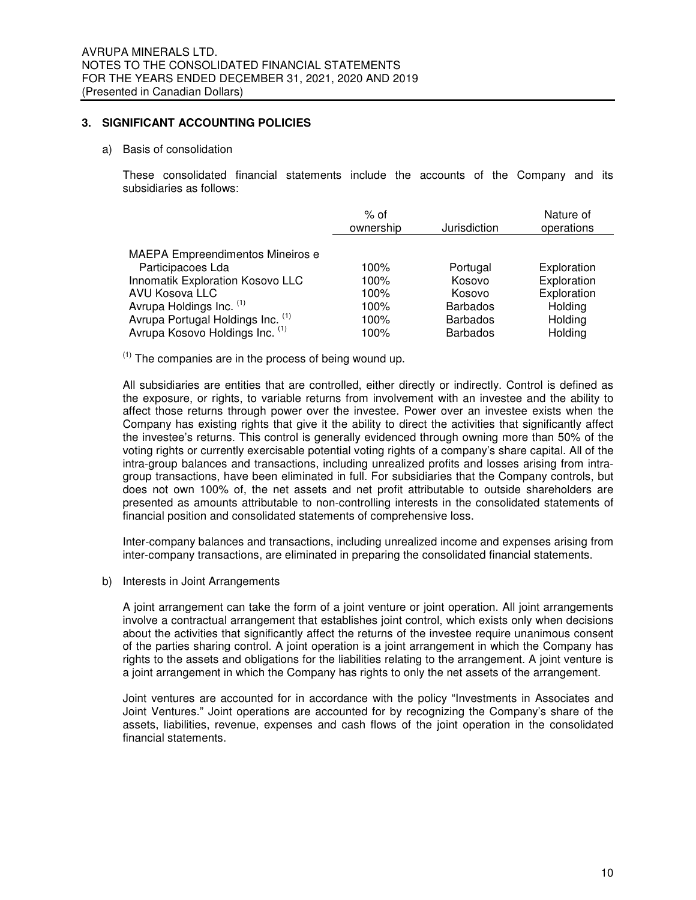## 3. SIGNIFICANT ACCOUNTING POLICIES

a) Basis of consolidation

These consolidated financial statements include the accounts of the Company and its subsidiaries as follows:

| | % of ownership | Jurisdiction | Nature of operations |
|---|---|---|---|
| MAEPA Empreendimentos Mineiros e Participacoes Lda | 100% | Portugal | Exploration |
| Innomatik Exploration Kosovo LLC | 100% | Kosovo | Exploration |
| AVU Kosova LLC | 100% | Kosovo | Exploration |
| Avrupa Holdings Inc. (1) | 100% | Barbados | Holding |
| Avrupa Portugal Holdings Inc. (1) | 100% | Barbados | Holding |
| Avrupa Kosovo Holdings Inc. (1) | 100% | Barbados | Holding |

(1) The companies are in the process of being wound up.

All subsidiaries are entities that are controlled, either directly or indirectly. Control is defined as the exposure, or rights, to variable returns from involvement with an investee and the ability to affect those returns through power over the investee. Power over an investee exists when the Company has existing rights that give it the ability to direct the activities that significantly affect the investee's returns. This control is generally evidenced through owning more than 50% of the voting rights or currently exercisable potential voting rights of a company's share capital. All of the intra-group balances and transactions, including unrealized profits and losses arising from intra-group transactions, have been eliminated in full. For subsidiaries that the Company controls, but does not own 100% of, the net assets and net profit attributable to outside shareholders are presented as amounts attributable to non-controlling interests in the consolidated statements of financial position and consolidated statements of comprehensive loss.

Inter-company balances and transactions, including unrealized income and expenses arising from inter-company transactions, are eliminated in preparing the consolidated financial statements.

b) Interests in Joint Arrangements

A joint arrangement can take the form of a joint venture or joint operation. All joint arrangements involve a contractual arrangement that establishes joint control, which exists only when decisions about the activities that significantly affect the returns of the investee require unanimous consent of the parties sharing control. A joint operation is a joint arrangement in which the Company has rights to the assets and obligations for the liabilities relating to the arrangement. A joint venture is a joint arrangement in which the Company has rights to only the net assets of the arrangement.

Joint ventures are accounted for in accordance with the policy "Investments in Associates and Joint Ventures." Joint operations are accounted for by recognizing the Company's share of the assets, liabilities, revenue, expenses and cash flows of the joint operation in the consolidated financial statements.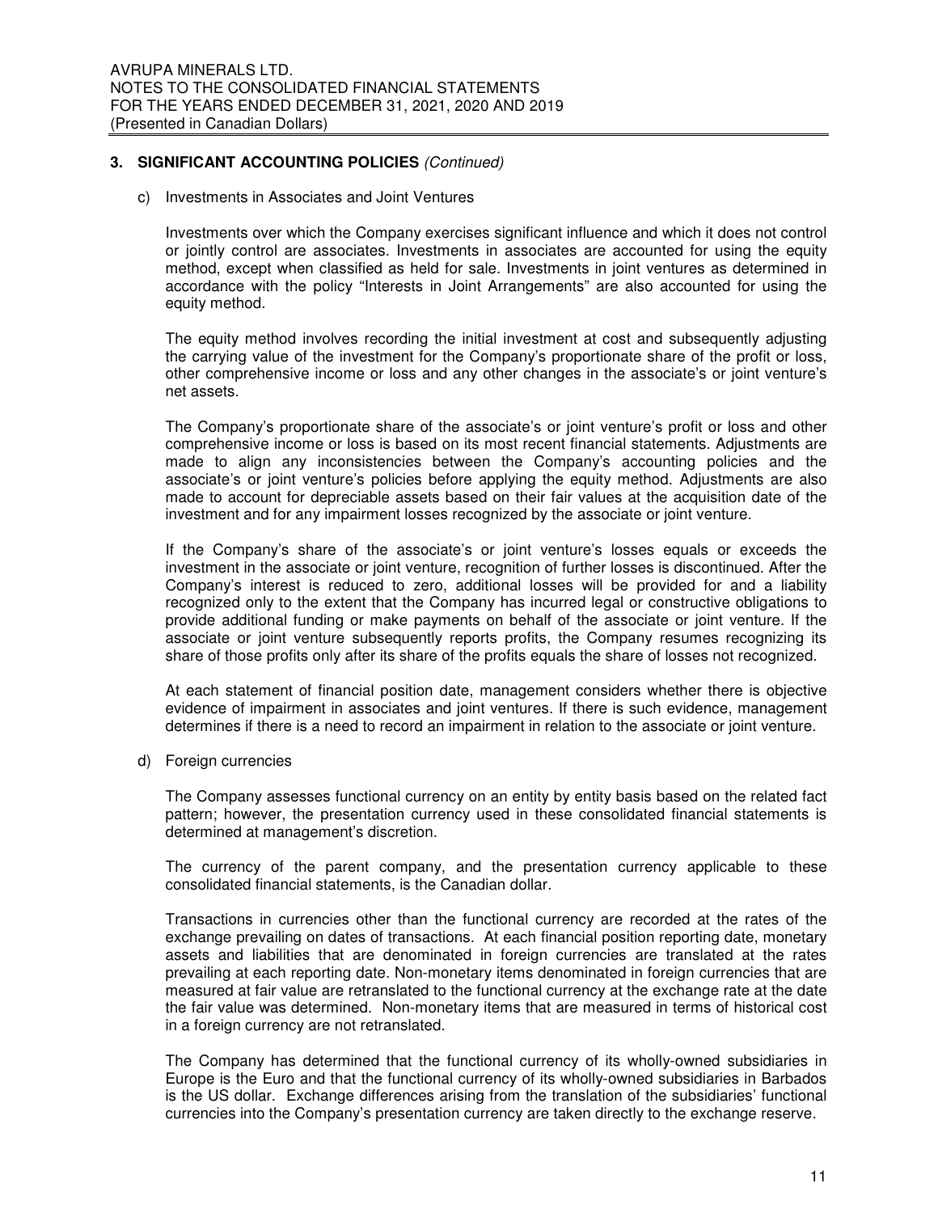## 3. SIGNIFICANT ACCOUNTING POLICIES *(Continued)*

c) Investments in Associates and Joint Ventures

Investments over which the Company exercises significant influence and which it does not control or jointly control are associates. Investments in associates are accounted for using the equity method, except when classified as held for sale. Investments in joint ventures as determined in accordance with the policy "Interests in Joint Arrangements" are also accounted for using the equity method.

The equity method involves recording the initial investment at cost and subsequently adjusting the carrying value of the investment for the Company's proportionate share of the profit or loss, other comprehensive income or loss and any other changes in the associate's or joint venture's net assets.

The Company's proportionate share of the associate's or joint venture's profit or loss and other comprehensive income or loss is based on its most recent financial statements. Adjustments are made to align any inconsistencies between the Company's accounting policies and the associate's or joint venture's policies before applying the equity method. Adjustments are also made to account for depreciable assets based on their fair values at the acquisition date of the investment and for any impairment losses recognized by the associate or joint venture.

If the Company's share of the associate's or joint venture's losses equals or exceeds the investment in the associate or joint venture, recognition of further losses is discontinued. After the Company's interest is reduced to zero, additional losses will be provided for and a liability recognized only to the extent that the Company has incurred legal or constructive obligations to provide additional funding or make payments on behalf of the associate or joint venture. If the associate or joint venture subsequently reports profits, the Company resumes recognizing its share of those profits only after its share of the profits equals the share of losses not recognized.

At each statement of financial position date, management considers whether there is objective evidence of impairment in associates and joint ventures. If there is such evidence, management determines if there is a need to record an impairment in relation to the associate or joint venture.

d) Foreign currencies

The Company assesses functional currency on an entity by entity basis based on the related fact pattern; however, the presentation currency used in these consolidated financial statements is determined at management's discretion.

The currency of the parent company, and the presentation currency applicable to these consolidated financial statements, is the Canadian dollar.

Transactions in currencies other than the functional currency are recorded at the rates of the exchange prevailing on dates of transactions. At each financial position reporting date, monetary assets and liabilities that are denominated in foreign currencies are translated at the rates prevailing at each reporting date. Non-monetary items denominated in foreign currencies that are measured at fair value are retranslated to the functional currency at the exchange rate at the date the fair value was determined. Non-monetary items that are measured in terms of historical cost in a foreign currency are not retranslated.

The Company has determined that the functional currency of its wholly-owned subsidiaries in Europe is the Euro and that the functional currency of its wholly-owned subsidiaries in Barbados is the US dollar. Exchange differences arising from the translation of the subsidiaries' functional currencies into the Company's presentation currency are taken directly to the exchange reserve.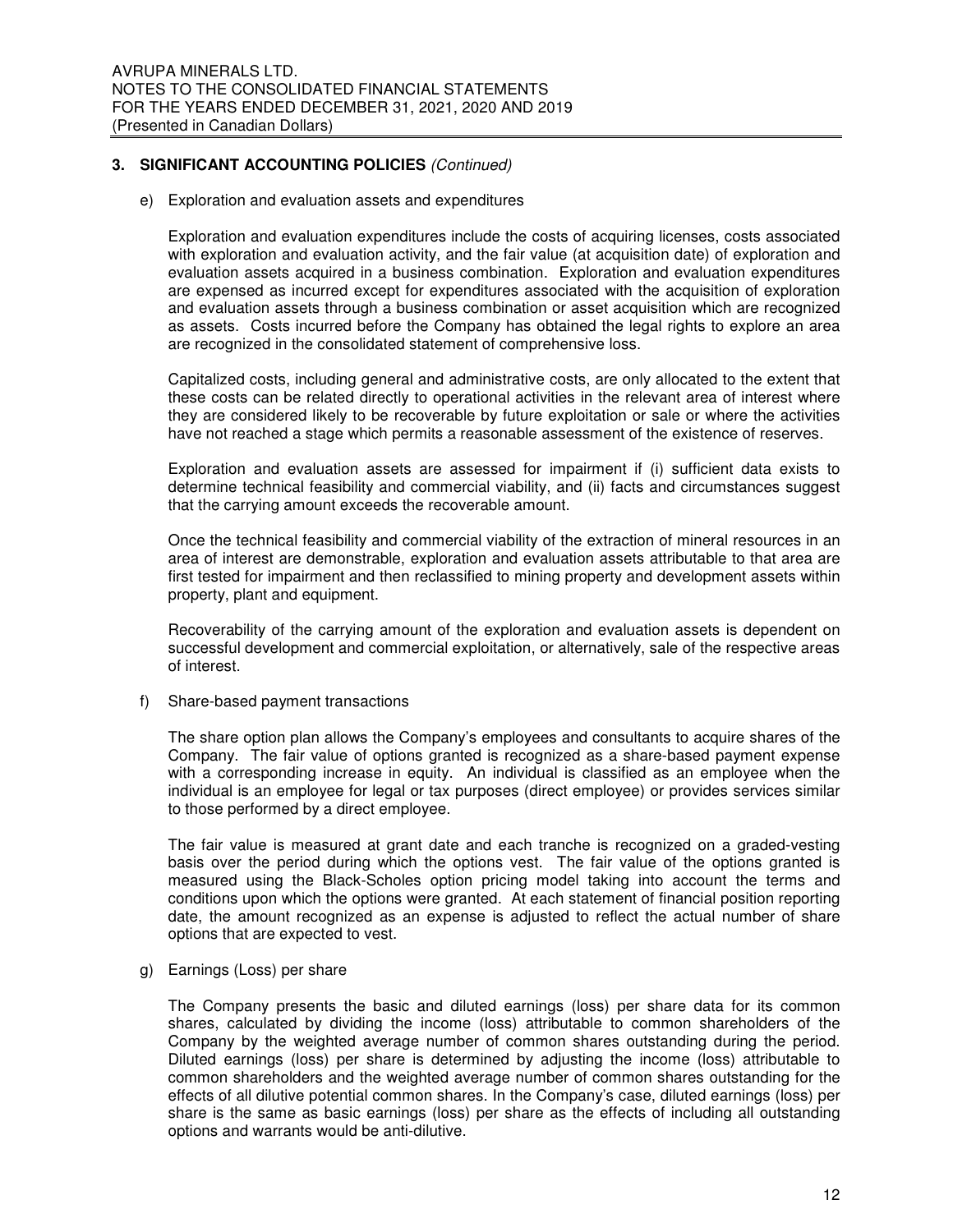## 3. SIGNIFICANT ACCOUNTING POLICIES *(Continued)*

e) Exploration and evaluation assets and expenditures

Exploration and evaluation expenditures include the costs of acquiring licenses, costs associated with exploration and evaluation activity, and the fair value (at acquisition date) of exploration and evaluation assets acquired in a business combination. Exploration and evaluation expenditures are expensed as incurred except for expenditures associated with the acquisition of exploration and evaluation assets through a business combination or asset acquisition which are recognized as assets. Costs incurred before the Company has obtained the legal rights to explore an area are recognized in the consolidated statement of comprehensive loss.

Capitalized costs, including general and administrative costs, are only allocated to the extent that these costs can be related directly to operational activities in the relevant area of interest where they are considered likely to be recoverable by future exploitation or sale or where the activities have not reached a stage which permits a reasonable assessment of the existence of reserves.

Exploration and evaluation assets are assessed for impairment if (i) sufficient data exists to determine technical feasibility and commercial viability, and (ii) facts and circumstances suggest that the carrying amount exceeds the recoverable amount.

Once the technical feasibility and commercial viability of the extraction of mineral resources in an area of interest are demonstrable, exploration and evaluation assets attributable to that area are first tested for impairment and then reclassified to mining property and development assets within property, plant and equipment.

Recoverability of the carrying amount of the exploration and evaluation assets is dependent on successful development and commercial exploitation, or alternatively, sale of the respective areas of interest.

f) Share-based payment transactions

The share option plan allows the Company's employees and consultants to acquire shares of the Company. The fair value of options granted is recognized as a share-based payment expense with a corresponding increase in equity. An individual is classified as an employee when the individual is an employee for legal or tax purposes (direct employee) or provides services similar to those performed by a direct employee.

The fair value is measured at grant date and each tranche is recognized on a graded-vesting basis over the period during which the options vest. The fair value of the options granted is measured using the Black-Scholes option pricing model taking into account the terms and conditions upon which the options were granted. At each statement of financial position reporting date, the amount recognized as an expense is adjusted to reflect the actual number of share options that are expected to vest.

g) Earnings (Loss) per share

The Company presents the basic and diluted earnings (loss) per share data for its common shares, calculated by dividing the income (loss) attributable to common shareholders of the Company by the weighted average number of common shares outstanding during the period. Diluted earnings (loss) per share is determined by adjusting the income (loss) attributable to common shareholders and the weighted average number of common shares outstanding for the effects of all dilutive potential common shares. In the Company's case, diluted earnings (loss) per share is the same as basic earnings (loss) per share as the effects of including all outstanding options and warrants would be anti-dilutive.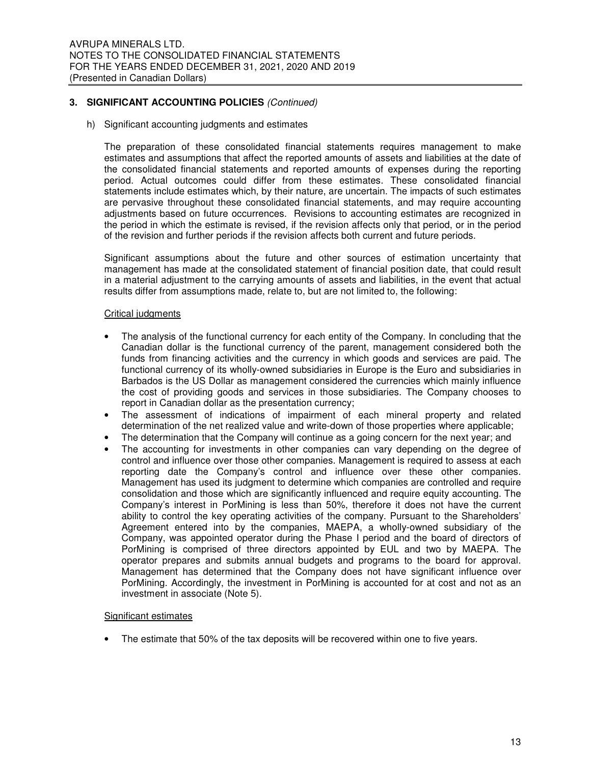## 3. SIGNIFICANT ACCOUNTING POLICIES *(Continued)*

h) Significant accounting judgments and estimates

The preparation of these consolidated financial statements requires management to make estimates and assumptions that affect the reported amounts of assets and liabilities at the date of the consolidated financial statements and reported amounts of expenses during the reporting period. Actual outcomes could differ from these estimates. These consolidated financial statements include estimates which, by their nature, are uncertain. The impacts of such estimates are pervasive throughout these consolidated financial statements, and may require accounting adjustments based on future occurrences. Revisions to accounting estimates are recognized in the period in which the estimate is revised, if the revision affects only that period, or in the period of the revision and further periods if the revision affects both current and future periods.

Significant assumptions about the future and other sources of estimation uncertainty that management has made at the consolidated statement of financial position date, that could result in a material adjustment to the carrying amounts of assets and liabilities, in the event that actual results differ from assumptions made, relate to, but are not limited to, the following:

Critical judgments

- The analysis of the functional currency for each entity of the Company. In concluding that the Canadian dollar is the functional currency of the parent, management considered both the funds from financing activities and the currency in which goods and services are paid. The functional currency of its wholly-owned subsidiaries in Europe is the Euro and subsidiaries in Barbados is the US Dollar as management considered the currencies which mainly influence the cost of providing goods and services in those subsidiaries. The Company chooses to report in Canadian dollar as the presentation currency;
- The assessment of indications of impairment of each mineral property and related determination of the net realized value and write-down of those properties where applicable;
- The determination that the Company will continue as a going concern for the next year; and
- The accounting for investments in other companies can vary depending on the degree of control and influence over those other companies. Management is required to assess at each reporting date the Company's control and influence over these other companies. Management has used its judgment to determine which companies are controlled and require consolidation and those which are significantly influenced and require equity accounting. The Company's interest in PorMining is less than 50%, therefore it does not have the current ability to control the key operating activities of the company. Pursuant to the Shareholders' Agreement entered into by the companies, MAEPA, a wholly-owned subsidiary of the Company, was appointed operator during the Phase I period and the board of directors of PorMining is comprised of three directors appointed by EUL and two by MAEPA. The operator prepares and submits annual budgets and programs to the board for approval. Management has determined that the Company does not have significant influence over PorMining. Accordingly, the investment in PorMining is accounted for at cost and not as an investment in associate (Note 5).

Significant estimates

- The estimate that 50% of the tax deposits will be recovered within one to five years.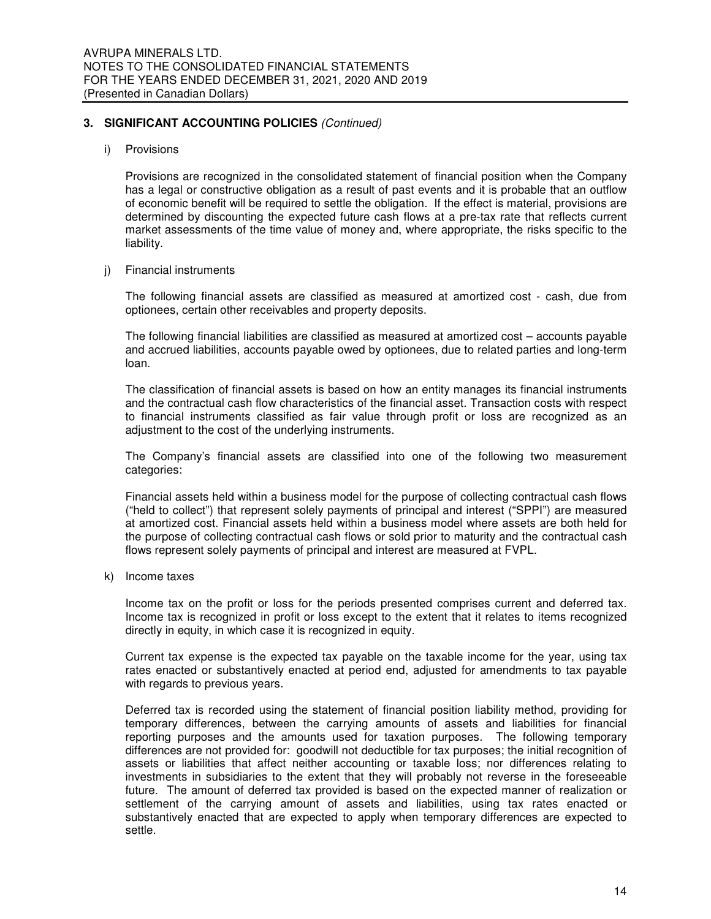## 3. SIGNIFICANT ACCOUNTING POLICIES *(Continued)*

i) Provisions

Provisions are recognized in the consolidated statement of financial position when the Company has a legal or constructive obligation as a result of past events and it is probable that an outflow of economic benefit will be required to settle the obligation. If the effect is material, provisions are determined by discounting the expected future cash flows at a pre-tax rate that reflects current market assessments of the time value of money and, where appropriate, the risks specific to the liability.

j) Financial instruments

The following financial assets are classified as measured at amortized cost - cash, due from optionees, certain other receivables and property deposits.

The following financial liabilities are classified as measured at amortized cost – accounts payable and accrued liabilities, accounts payable owed by optionees, due to related parties and long-term loan.

The classification of financial assets is based on how an entity manages its financial instruments and the contractual cash flow characteristics of the financial asset. Transaction costs with respect to financial instruments classified as fair value through profit or loss are recognized as an adjustment to the cost of the underlying instruments.

The Company's financial assets are classified into one of the following two measurement categories:

Financial assets held within a business model for the purpose of collecting contractual cash flows ("held to collect") that represent solely payments of principal and interest ("SPPI") are measured at amortized cost. Financial assets held within a business model where assets are both held for the purpose of collecting contractual cash flows or sold prior to maturity and the contractual cash flows represent solely payments of principal and interest are measured at FVPL.

k) Income taxes

Income tax on the profit or loss for the periods presented comprises current and deferred tax. Income tax is recognized in profit or loss except to the extent that it relates to items recognized directly in equity, in which case it is recognized in equity.

Current tax expense is the expected tax payable on the taxable income for the year, using tax rates enacted or substantively enacted at period end, adjusted for amendments to tax payable with regards to previous years.

Deferred tax is recorded using the statement of financial position liability method, providing for temporary differences, between the carrying amounts of assets and liabilities for financial reporting purposes and the amounts used for taxation purposes. The following temporary differences are not provided for: goodwill not deductible for tax purposes; the initial recognition of assets or liabilities that affect neither accounting or taxable loss; nor differences relating to investments in subsidiaries to the extent that they will probably not reverse in the foreseeable future. The amount of deferred tax provided is based on the expected manner of realization or settlement of the carrying amount of assets and liabilities, using tax rates enacted or substantively enacted that are expected to apply when temporary differences are expected to settle.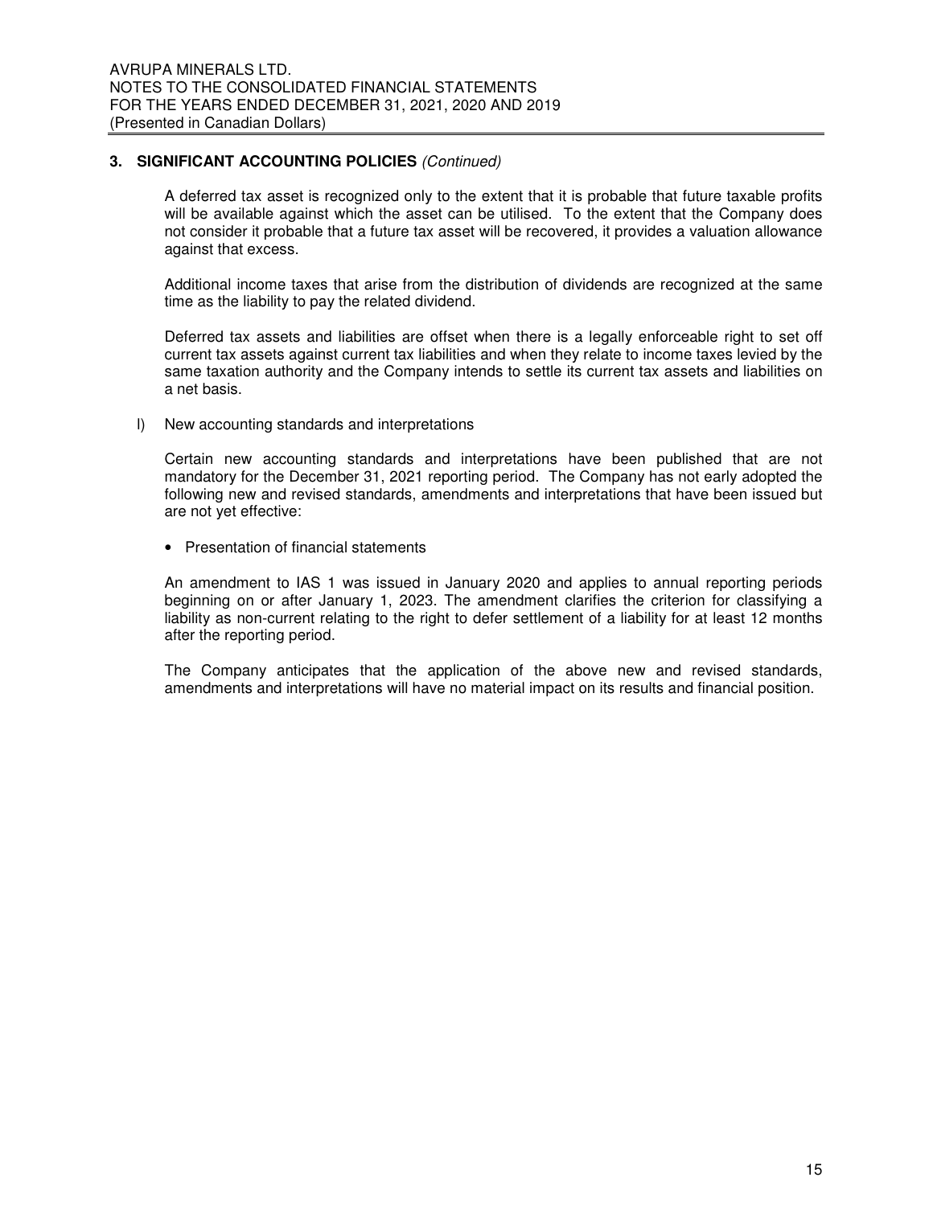## 3. SIGNIFICANT ACCOUNTING POLICIES *(Continued)*

A deferred tax asset is recognized only to the extent that it is probable that future taxable profits will be available against which the asset can be utilised. To the extent that the Company does not consider it probable that a future tax asset will be recovered, it provides a valuation allowance against that excess.

Additional income taxes that arise from the distribution of dividends are recognized at the same time as the liability to pay the related dividend.

Deferred tax assets and liabilities are offset when there is a legally enforceable right to set off current tax assets against current tax liabilities and when they relate to income taxes levied by the same taxation authority and the Company intends to settle its current tax assets and liabilities on a net basis.

l) New accounting standards and interpretations

Certain new accounting standards and interpretations have been published that are not mandatory for the December 31, 2021 reporting period. The Company has not early adopted the following new and revised standards, amendments and interpretations that have been issued but are not yet effective:

- Presentation of financial statements

An amendment to IAS 1 was issued in January 2020 and applies to annual reporting periods beginning on or after January 1, 2023. The amendment clarifies the criterion for classifying a liability as non-current relating to the right to defer settlement of a liability for at least 12 months after the reporting period.

The Company anticipates that the application of the above new and revised standards, amendments and interpretations will have no material impact on its results and financial position.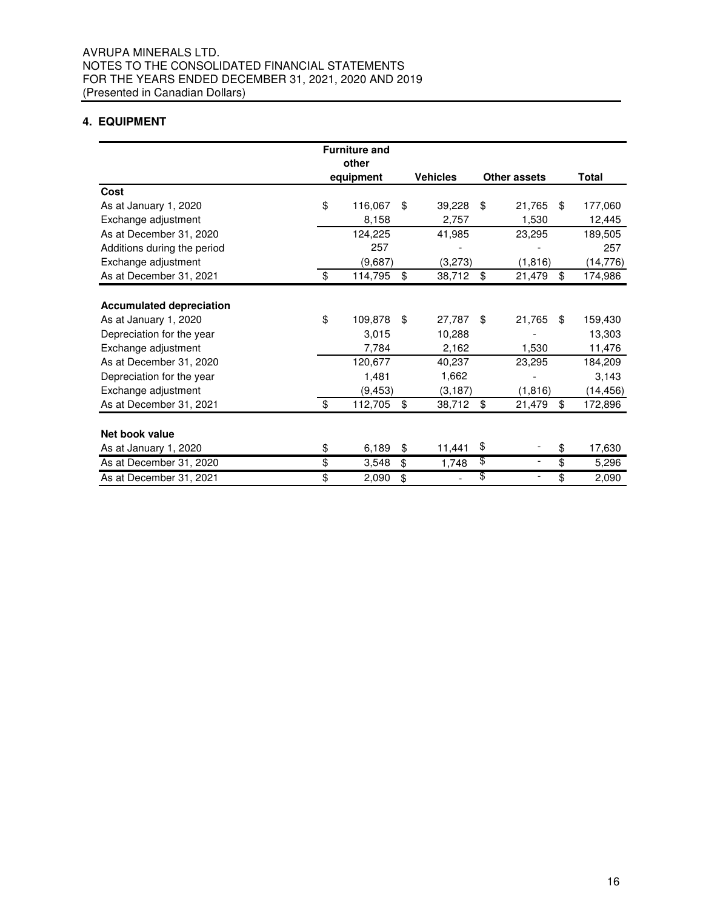## 4. EQUIPMENT

| | Furniture and other equipment | Vehicles | Other assets | Total |
|---|---|---|---|---|
| **Cost** | | | | |
| As at January 1, 2020 | $ 116,067 | $ 39,228 | $ 21,765 | $ 177,060 |
| Exchange adjustment | 8,158 | 2,757 | 1,530 | 12,445 |
| As at December 31, 2020 | 124,225 | 41,985 | 23,295 | 189,505 |
| Additions during the period | 257 | - | - | 257 |
| Exchange adjustment | (9,687) | (3,273) | (1,816) | (14,776) |
| As at December 31, 2021 | $ 114,795 | $ 38,712 | $ 21,479 | $ 174,986 |
| | | | | |
| **Accumulated depreciation** | | | | |
| As at January 1, 2020 | $ 109,878 | $ 27,787 | $ 21,765 | $ 159,430 |
| Depreciation for the year | 3,015 | 10,288 | - | 13,303 |
| Exchange adjustment | 7,784 | 2,162 | 1,530 | 11,476 |
| As at December 31, 2020 | 120,677 | 40,237 | 23,295 | 184,209 |
| Depreciation for the year | 1,481 | 1,662 | - | 3,143 |
| Exchange adjustment | (9,453) | (3,187) | (1,816) | (14,456) |
| As at December 31, 2021 | $ 112,705 | $ 38,712 | $ 21,479 | $ 172,896 |
| | | | | |
| **Net book value** | | | | |
| As at January 1, 2020 | $ 6,189 | $ 11,441 | $ - | $ 17,630 |
| As at December 31, 2020 | $ 3,548 | $ 1,748 | $ - | $ 5,296 |
| As at December 31, 2021 | $ 2,090 | $ - | $ - | $ 2,090 |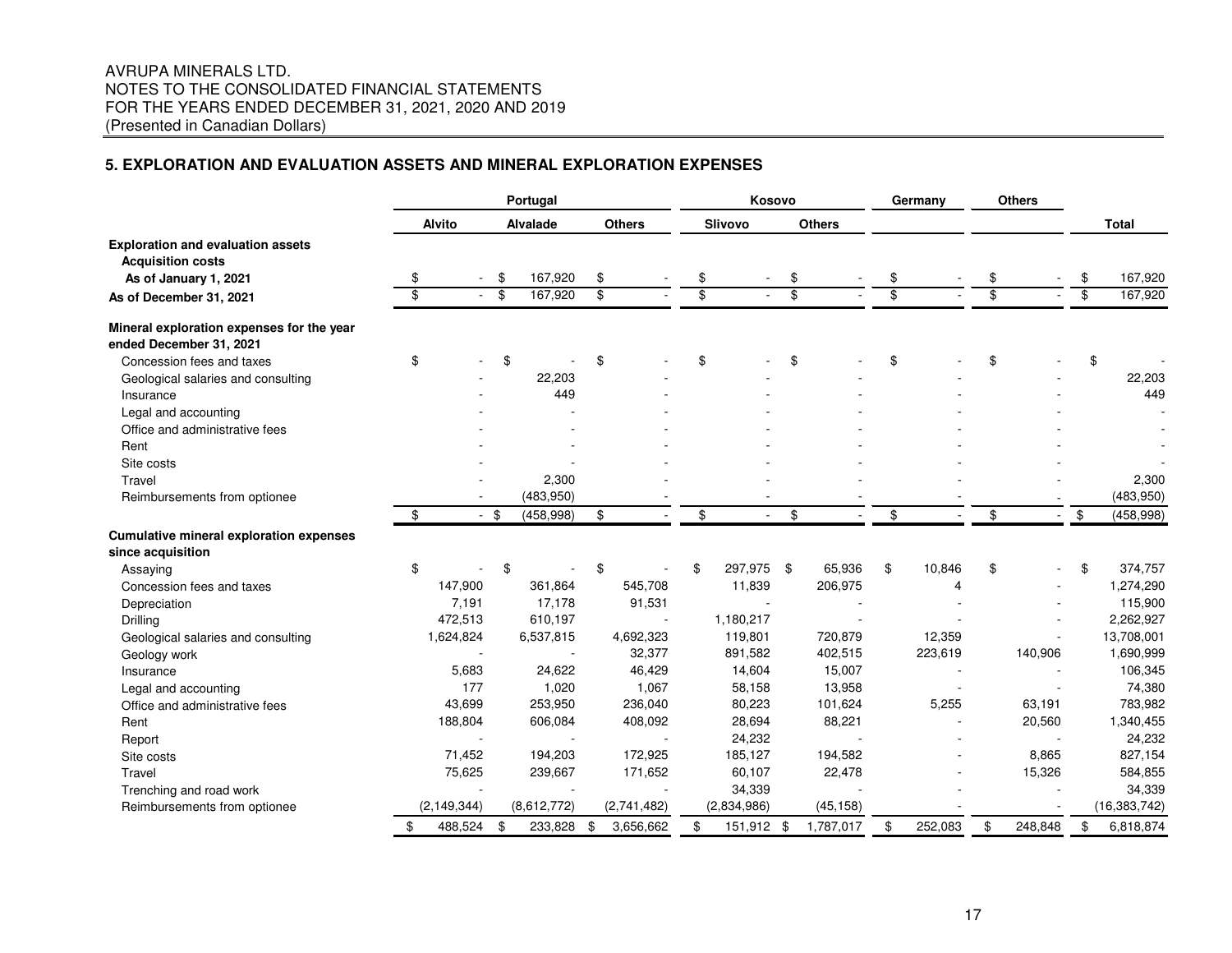AVRUPA MINERALS LTD.
NOTES TO THE CONSOLIDATED FINANCIAL STATEMENTS
FOR THE YEARS ENDED DECEMBER 31, 2021, 2020 AND 2019
(Presented in Canadian Dollars)

## 5. EXPLORATION AND EVALUATION ASSETS AND MINERAL EXPLORATION EXPENSES

| | Portugal | | | Kosovo | | Germany | Others | |
|---|---|---|---|---|---|---|---|---|
| | Alvito | Alvalade | Others | Slivovo | Others | | | Total |
| **Exploration and evaluation assets** | | | | | | | | |
| **Acquisition costs** | | | | | | | | |
| **As of January 1, 2021** | $ - | $ 167,920 | $ - | $ - | $ - | $ - | $ - | $ 167,920 |
| **As of December 31, 2021** | $ - | $ 167,920 | $ - | $ - | $ - | $ - | $ - | $ 167,920 |
| **Mineral exploration expenses for the year ended December 31, 2021** | | | | | | | | |
| Concession fees and taxes | $ - | $ - | $ - | $ - | $ - | $ - | $ - | $ - |
| Geological salaries and consulting | - | 22,203 | - | - | - | - | - | 22,203 |
| Insurance | - | 449 | - | - | - | - | - | 449 |
| Legal and accounting | - | - | - | - | - | - | - | - |
| Office and administrative fees | - | - | - | - | - | - | - | - |
| Rent | - | - | - | - | - | - | - | - |
| Site costs | - | - | - | - | - | - | - | - |
| Travel | - | 2,300 | - | - | - | - | - | 2,300 |
| Reimbursements from optionee | - | (483,950) | - | - | - | - | - | (483,950) |
| | $ - | $ (458,998) | $ - | $ - | $ - | $ - | $ - | $ (458,998) |
| **Cumulative mineral exploration expenses since acquisition** | | | | | | | | |
| Assaying | $ - | $ - | $ - | $ 297,975 | $ 65,936 | $ 10,846 | $ - | $ 374,757 |
| Concession fees and taxes | 147,900 | 361,864 | 545,708 | 11,839 | 206,975 | 4 | - | 1,274,290 |
| Depreciation | 7,191 | 17,178 | 91,531 | - | - | - | - | 115,900 |
| Drilling | 472,513 | 610,197 | - | 1,180,217 | - | - | - | 2,262,927 |
| Geological salaries and consulting | 1,624,824 | 6,537,815 | 4,692,323 | 119,801 | 720,879 | 12,359 | - | 13,708,001 |
| Geology work | - | - | 32,377 | 891,582 | 402,515 | 223,619 | 140,906 | 1,690,999 |
| Insurance | 5,683 | 24,622 | 46,429 | 14,604 | 15,007 | - | - | 106,345 |
| Legal and accounting | 177 | 1,020 | 1,067 | 58,158 | 13,958 | - | - | 74,380 |
| Office and administrative fees | 43,699 | 253,950 | 236,040 | 80,223 | 101,624 | 5,255 | 63,191 | 783,982 |
| Rent | 188,804 | 606,084 | 408,092 | 28,694 | 88,221 | - | 20,560 | 1,340,455 |
| Report | - | - | - | 24,232 | - | - | - | 24,232 |
| Site costs | 71,452 | 194,203 | 172,925 | 185,127 | 194,582 | - | 8,865 | 827,154 |
| Travel | 75,625 | 239,667 | 171,652 | 60,107 | 22,478 | - | 15,326 | 584,855 |
| Trenching and road work | - | - | - | 34,339 | - | - | - | 34,339 |
| Reimbursements from optionee | (2,149,344) | (8,612,772) | (2,741,482) | (2,834,986) | (45,158) | - | - | (16,383,742) |
| | $ 488,524 | $ 233,828 | $ 3,656,662 | $ 151,912 | $ 1,787,017 | $ 252,083 | $ 248,848 | $ 6,818,874 |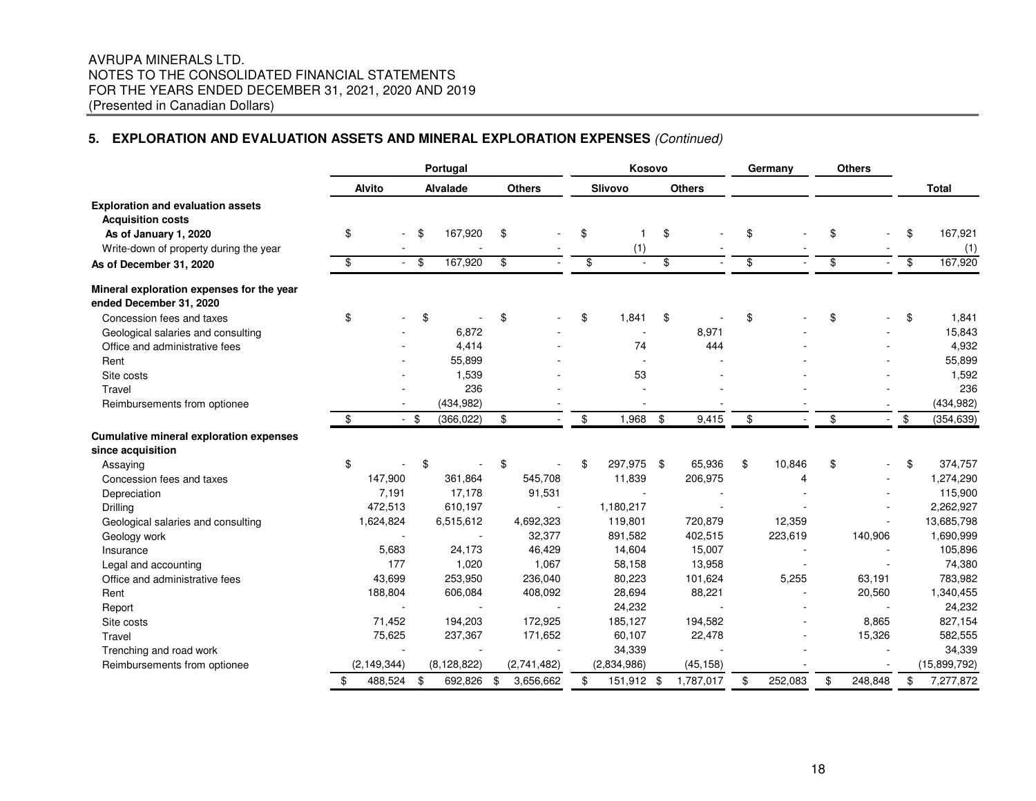AVRUPA MINERALS LTD.
NOTES TO THE CONSOLIDATED FINANCIAL STATEMENTS
FOR THE YEARS ENDED DECEMBER 31, 2021, 2020 AND 2019
(Presented in Canadian Dollars)

## 5. EXPLORATION AND EVALUATION ASSETS AND MINERAL EXPLORATION EXPENSES *(Continued)*

| | Portugal | | | Kosovo | | Germany | Others | |
|---|---|---|---|---|---|---|---|---|
| | Alvito | Alvalade | Others | Slivovo | Others | | | Total |
| **Exploration and evaluation assets** | | | | | | | | |
| **Acquisition costs** | | | | | | | | |
| **As of January 1, 2020** | $ - | $ 167,920 | $ - | $ 1 | $ - | $ - | $ - | $ 167,921 |
| Write-down of property during the year | - | - | - | (1) | - | - | - | (1) |
| **As of December 31, 2020** | $ - | $ 167,920 | $ - | $ - | $ - | $ - | $ - | $ 167,920 |
| **Mineral exploration expenses for the year ended December 31, 2020** | | | | | | | | |
| Concession fees and taxes | $ - | $ - | $ - | $ 1,841 | $ - | $ - | $ - | $ 1,841 |
| Geological salaries and consulting | - | 6,872 | - | - | 8,971 | - | - | 15,843 |
| Office and administrative fees | - | 4,414 | - | 74 | 444 | - | - | 4,932 |
| Rent | - | 55,899 | - | - | - | - | - | 55,899 |
| Site costs | - | 1,539 | - | 53 | - | - | - | 1,592 |
| Travel | - | 236 | - | - | - | - | - | 236 |
| Reimbursements from optionee | - | (434,982) | - | - | - | - | - | (434,982) |
| | $ - | $ (366,022) | $ - | $ 1,968 | $ 9,415 | $ - | $ - | $ (354,639) |
| **Cumulative mineral exploration expenses since acquisition** | | | | | | | | |
| Assaying | $ - | $ - | $ - | $ 297,975 | $ 65,936 | $ 10,846 | $ - | $ 374,757 |
| Concession fees and taxes | 147,900 | 361,864 | 545,708 | 11,839 | 206,975 | 4 | - | 1,274,290 |
| Depreciation | 7,191 | 17,178 | 91,531 | - | - | - | - | 115,900 |
| Drilling | 472,513 | 610,197 | - | 1,180,217 | - | - | - | 2,262,927 |
| Geological salaries and consulting | 1,624,824 | 6,515,612 | 4,692,323 | 119,801 | 720,879 | 12,359 | - | 13,685,798 |
| Geology work | - | - | 32,377 | 891,582 | 402,515 | 223,619 | 140,906 | 1,690,999 |
| Insurance | 5,683 | 24,173 | 46,429 | 14,604 | 15,007 | - | - | 105,896 |
| Legal and accounting | 177 | 1,020 | 1,067 | 58,158 | 13,958 | - | - | 74,380 |
| Office and administrative fees | 43,699 | 253,950 | 236,040 | 80,223 | 101,624 | 5,255 | 63,191 | 783,982 |
| Rent | 188,804 | 606,084 | 408,092 | 28,694 | 88,221 | - | 20,560 | 1,340,455 |
| Report | - | - | - | 24,232 | - | - | - | 24,232 |
| Site costs | 71,452 | 194,203 | 172,925 | 185,127 | 194,582 | - | 8,865 | 827,154 |
| Travel | 75,625 | 237,367 | 171,652 | 60,107 | 22,478 | - | 15,326 | 582,555 |
| Trenching and road work | - | - | - | 34,339 | - | - | - | 34,339 |
| Reimbursements from optionee | (2,149,344) | (8,128,822) | (2,741,482) | (2,834,986) | (45,158) | - | - | (15,899,792) |
| | $ 488,524 | $ 692,826 | $ 3,656,662 | $ 151,912 | $ 1,787,017 | $ 252,083 | $ 248,848 | $ 7,277,872 |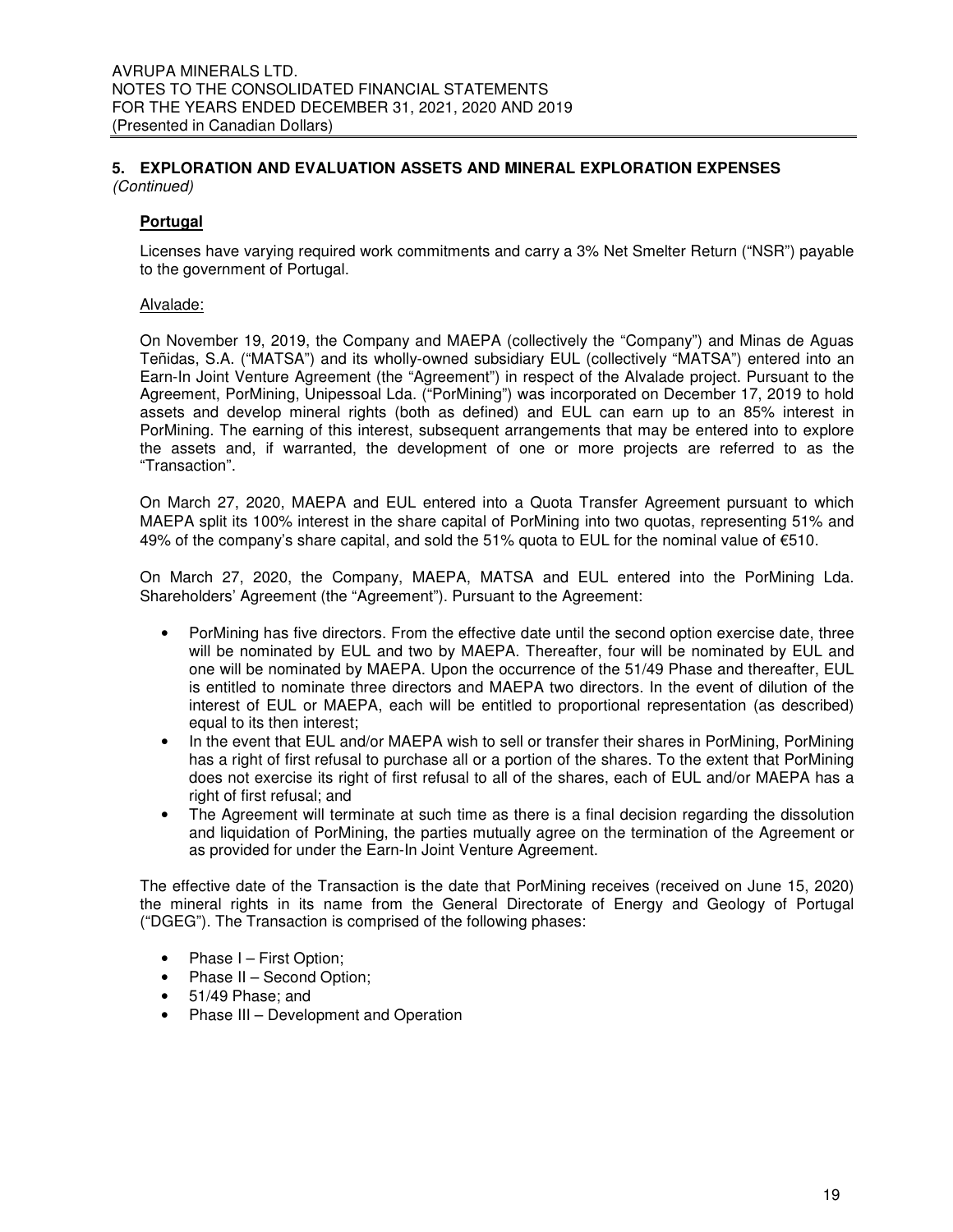## 5. EXPLORATION AND EVALUATION ASSETS AND MINERAL EXPLORATION EXPENSES

*(Continued)*

**Portugal**

Licenses have varying required work commitments and carry a 3% Net Smelter Return ("NSR") payable to the government of Portugal.

Alvalade:

On November 19, 2019, the Company and MAEPA (collectively the "Company") and Minas de Aguas Teñidas, S.A. ("MATSA") and its wholly-owned subsidiary EUL (collectively "MATSA") entered into an Earn-In Joint Venture Agreement (the "Agreement") in respect of the Alvalade project. Pursuant to the Agreement, PorMining, Unipessoal Lda. ("PorMining") was incorporated on December 17, 2019 to hold assets and develop mineral rights (both as defined) and EUL can earn up to an 85% interest in PorMining. The earning of this interest, subsequent arrangements that may be entered into to explore the assets and, if warranted, the development of one or more projects are referred to as the "Transaction".

On March 27, 2020, MAEPA and EUL entered into a Quota Transfer Agreement pursuant to which MAEPA split its 100% interest in the share capital of PorMining into two quotas, representing 51% and 49% of the company's share capital, and sold the 51% quota to EUL for the nominal value of €510.

On March 27, 2020, the Company, MAEPA, MATSA and EUL entered into the PorMining Lda. Shareholders' Agreement (the "Agreement"). Pursuant to the Agreement:

- PorMining has five directors. From the effective date until the second option exercise date, three will be nominated by EUL and two by MAEPA. Thereafter, four will be nominated by EUL and one will be nominated by MAEPA. Upon the occurrence of the 51/49 Phase and thereafter, EUL is entitled to nominate three directors and MAEPA two directors. In the event of dilution of the interest of EUL or MAEPA, each will be entitled to proportional representation (as described) equal to its then interest;
- In the event that EUL and/or MAEPA wish to sell or transfer their shares in PorMining, PorMining has a right of first refusal to purchase all or a portion of the shares. To the extent that PorMining does not exercise its right of first refusal to all of the shares, each of EUL and/or MAEPA has a right of first refusal; and
- The Agreement will terminate at such time as there is a final decision regarding the dissolution and liquidation of PorMining, the parties mutually agree on the termination of the Agreement or as provided for under the Earn-In Joint Venture Agreement.

The effective date of the Transaction is the date that PorMining receives (received on June 15, 2020) the mineral rights in its name from the General Directorate of Energy and Geology of Portugal ("DGEG"). The Transaction is comprised of the following phases:

- Phase I – First Option;
- Phase II – Second Option;
- 51/49 Phase; and
- Phase III – Development and Operation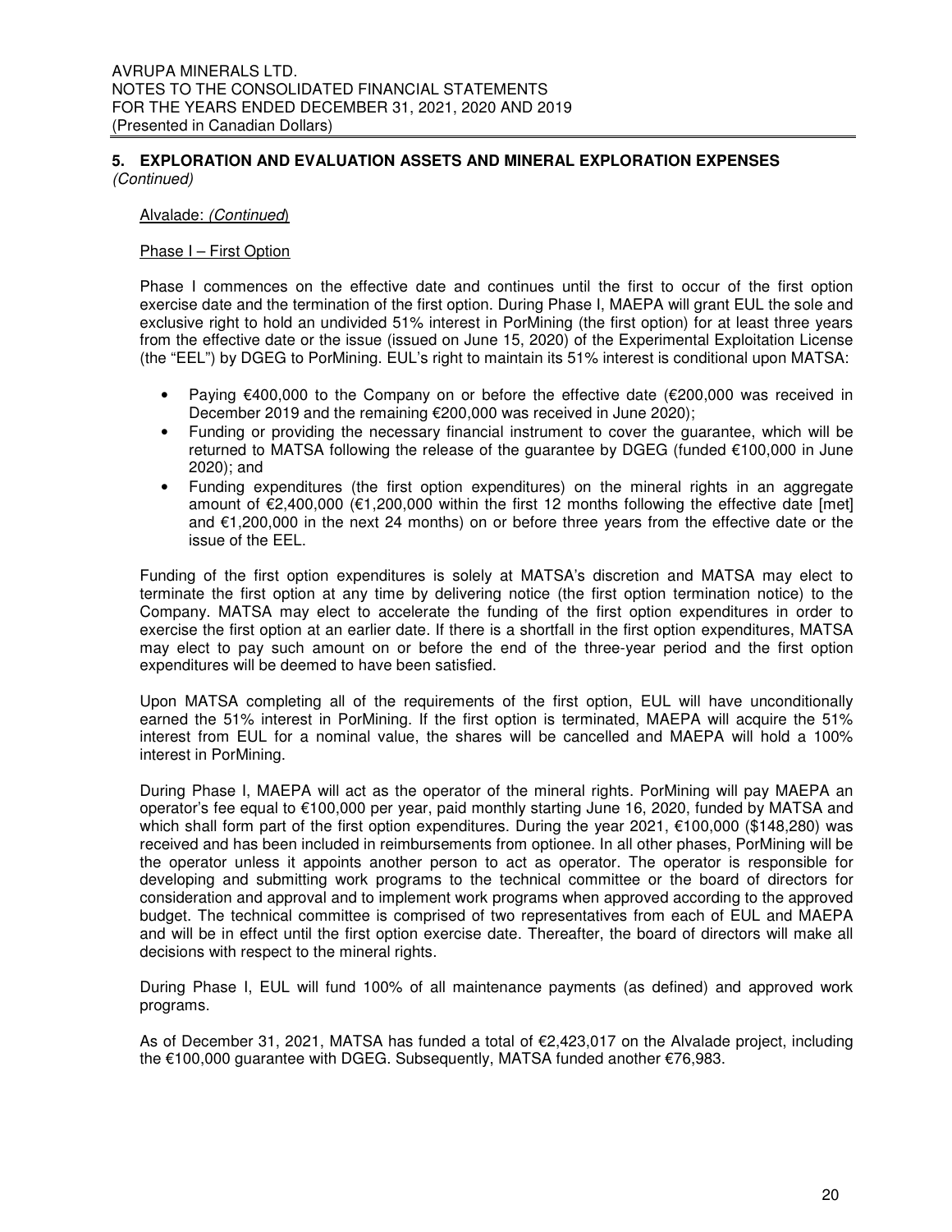## 5. EXPLORATION AND EVALUATION ASSETS AND MINERAL EXPLORATION EXPENSES

*(Continued)*

Alvalade: *(Continued)*

Phase I – First Option

Phase I commences on the effective date and continues until the first to occur of the first option exercise date and the termination of the first option. During Phase I, MAEPA will grant EUL the sole and exclusive right to hold an undivided 51% interest in PorMining (the first option) for at least three years from the effective date or the issue (issued on June 15, 2020) of the Experimental Exploitation License (the "EEL") by DGEG to PorMining. EUL's right to maintain its 51% interest is conditional upon MATSA:

- Paying €400,000 to the Company on or before the effective date (€200,000 was received in December 2019 and the remaining €200,000 was received in June 2020);
- Funding or providing the necessary financial instrument to cover the guarantee, which will be returned to MATSA following the release of the guarantee by DGEG (funded €100,000 in June 2020); and
- Funding expenditures (the first option expenditures) on the mineral rights in an aggregate amount of €2,400,000 (€1,200,000 within the first 12 months following the effective date [met] and €1,200,000 in the next 24 months) on or before three years from the effective date or the issue of the EEL.

Funding of the first option expenditures is solely at MATSA's discretion and MATSA may elect to terminate the first option at any time by delivering notice (the first option termination notice) to the Company. MATSA may elect to accelerate the funding of the first option expenditures in order to exercise the first option at an earlier date. If there is a shortfall in the first option expenditures, MATSA may elect to pay such amount on or before the end of the three-year period and the first option expenditures will be deemed to have been satisfied.

Upon MATSA completing all of the requirements of the first option, EUL will have unconditionally earned the 51% interest in PorMining. If the first option is terminated, MAEPA will acquire the 51% interest from EUL for a nominal value, the shares will be cancelled and MAEPA will hold a 100% interest in PorMining.

During Phase I, MAEPA will act as the operator of the mineral rights. PorMining will pay MAEPA an operator's fee equal to €100,000 per year, paid monthly starting June 16, 2020, funded by MATSA and which shall form part of the first option expenditures. During the year 2021, €100,000 ($148,280) was received and has been included in reimbursements from optionee. In all other phases, PorMining will be the operator unless it appoints another person to act as operator. The operator is responsible for developing and submitting work programs to the technical committee or the board of directors for consideration and approval and to implement work programs when approved according to the approved budget. The technical committee is comprised of two representatives from each of EUL and MAEPA and will be in effect until the first option exercise date. Thereafter, the board of directors will make all decisions with respect to the mineral rights.

During Phase I, EUL will fund 100% of all maintenance payments (as defined) and approved work programs.

As of December 31, 2021, MATSA has funded a total of €2,423,017 on the Alvalade project, including the €100,000 guarantee with DGEG. Subsequently, MATSA funded another €76,983.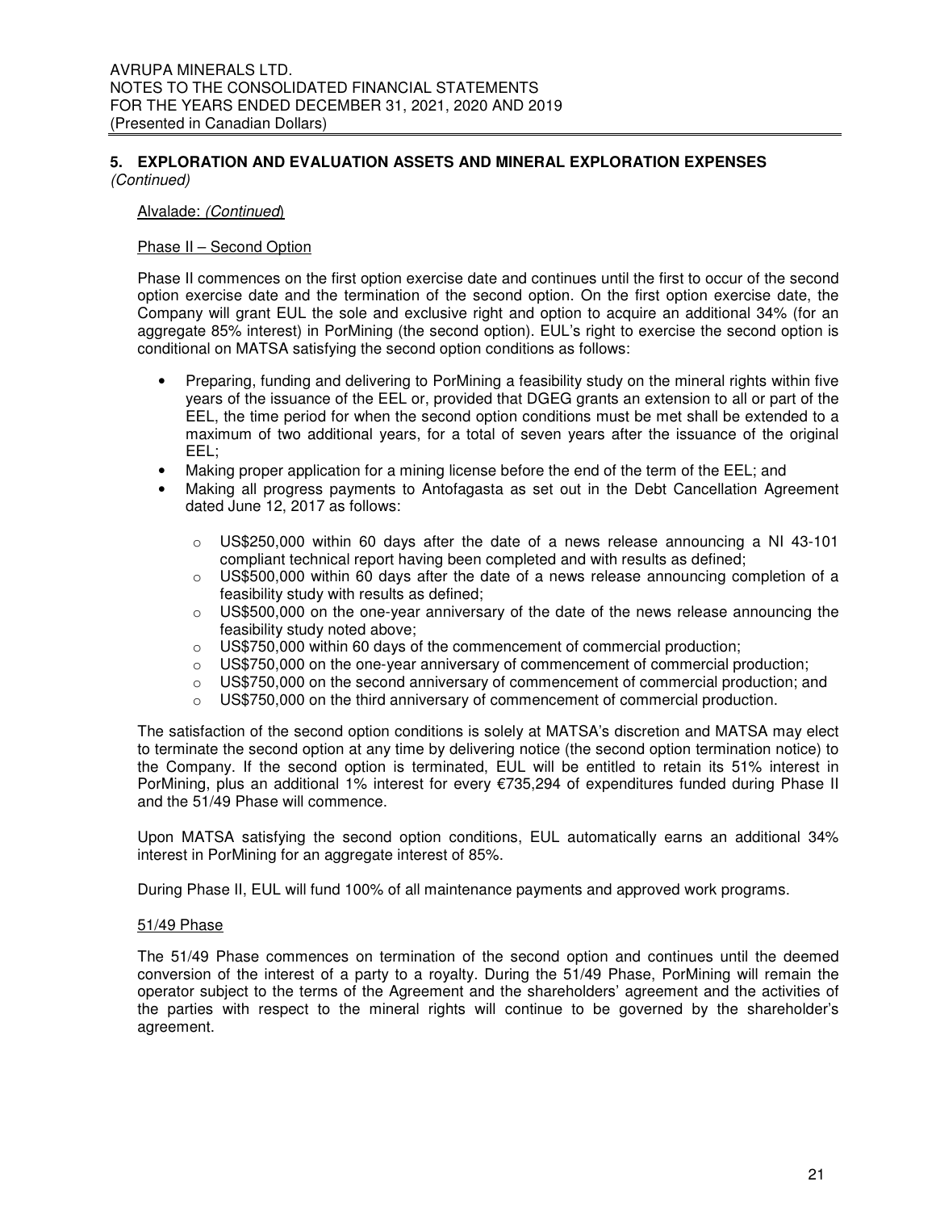## 5. EXPLORATION AND EVALUATION ASSETS AND MINERAL EXPLORATION EXPENSES

*(Continued)*

Alvalade: *(Continued)*

Phase II – Second Option

Phase II commences on the first option exercise date and continues until the first to occur of the second option exercise date and the termination of the second option. On the first option exercise date, the Company will grant EUL the sole and exclusive right and option to acquire an additional 34% (for an aggregate 85% interest) in PorMining (the second option). EUL's right to exercise the second option is conditional on MATSA satisfying the second option conditions as follows:

- Preparing, funding and delivering to PorMining a feasibility study on the mineral rights within five years of the issuance of the EEL or, provided that DGEG grants an extension to all or part of the EEL, the time period for when the second option conditions must be met shall be extended to a maximum of two additional years, for a total of seven years after the issuance of the original EEL;
- Making proper application for a mining license before the end of the term of the EEL; and
- Making all progress payments to Antofagasta as set out in the Debt Cancellation Agreement dated June 12, 2017 as follows:
  - US$250,000 within 60 days after the date of a news release announcing a NI 43-101 compliant technical report having been completed and with results as defined;
  - US$500,000 within 60 days after the date of a news release announcing completion of a feasibility study with results as defined;
  - US$500,000 on the one-year anniversary of the date of the news release announcing the feasibility study noted above;
  - US$750,000 within 60 days of the commencement of commercial production;
  - US$750,000 on the one-year anniversary of commencement of commercial production;
  - US$750,000 on the second anniversary of commencement of commercial production; and
  - US$750,000 on the third anniversary of commencement of commercial production.

The satisfaction of the second option conditions is solely at MATSA's discretion and MATSA may elect to terminate the second option at any time by delivering notice (the second option termination notice) to the Company. If the second option is terminated, EUL will be entitled to retain its 51% interest in PorMining, plus an additional 1% interest for every €735,294 of expenditures funded during Phase II and the 51/49 Phase will commence.

Upon MATSA satisfying the second option conditions, EUL automatically earns an additional 34% interest in PorMining for an aggregate interest of 85%.

During Phase II, EUL will fund 100% of all maintenance payments and approved work programs.

51/49 Phase

The 51/49 Phase commences on termination of the second option and continues until the deemed conversion of the interest of a party to a royalty. During the 51/49 Phase, PorMining will remain the operator subject to the terms of the Agreement and the shareholders' agreement and the activities of the parties with respect to the mineral rights will continue to be governed by the shareholder's agreement.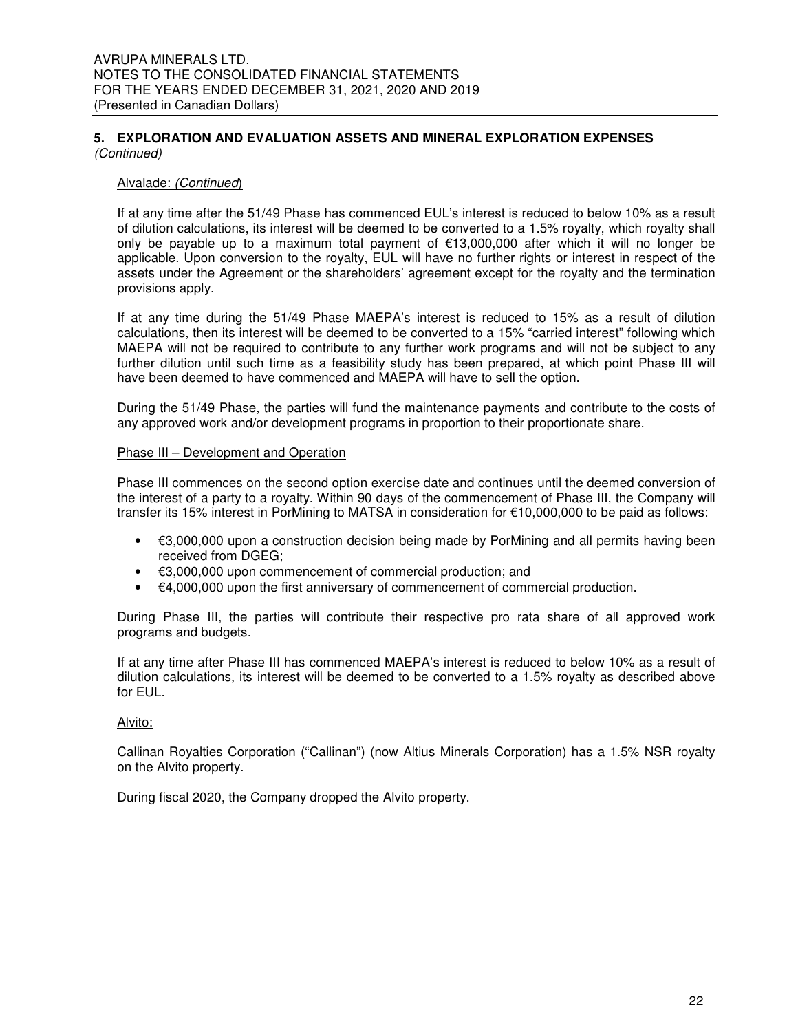## 5. EXPLORATION AND EVALUATION ASSETS AND MINERAL EXPLORATION EXPENSES
*(Continued)*

Alvalade: *(Continued)*

If at any time after the 51/49 Phase has commenced EUL's interest is reduced to below 10% as a result of dilution calculations, its interest will be deemed to be converted to a 1.5% royalty, which royalty shall only be payable up to a maximum total payment of €13,000,000 after which it will no longer be applicable. Upon conversion to the royalty, EUL will have no further rights or interest in respect of the assets under the Agreement or the shareholders' agreement except for the royalty and the termination provisions apply.

If at any time during the 51/49 Phase MAEPA's interest is reduced to 15% as a result of dilution calculations, then its interest will be deemed to be converted to a 15% "carried interest" following which MAEPA will not be required to contribute to any further work programs and will not be subject to any further dilution until such time as a feasibility study has been prepared, at which point Phase III will have been deemed to have commenced and MAEPA will have to sell the option.

During the 51/49 Phase, the parties will fund the maintenance payments and contribute to the costs of any approved work and/or development programs in proportion to their proportionate share.

Phase III – Development and Operation

Phase III commences on the second option exercise date and continues until the deemed conversion of the interest of a party to a royalty. Within 90 days of the commencement of Phase III, the Company will transfer its 15% interest in PorMining to MATSA in consideration for €10,000,000 to be paid as follows:

- €3,000,000 upon a construction decision being made by PorMining and all permits having been received from DGEG;
- €3,000,000 upon commencement of commercial production; and
- €4,000,000 upon the first anniversary of commencement of commercial production.

During Phase III, the parties will contribute their respective pro rata share of all approved work programs and budgets.

If at any time after Phase III has commenced MAEPA's interest is reduced to below 10% as a result of dilution calculations, its interest will be deemed to be converted to a 1.5% royalty as described above for EUL.

Alvito:

Callinan Royalties Corporation ("Callinan") (now Altius Minerals Corporation) has a 1.5% NSR royalty on the Alvito property.

During fiscal 2020, the Company dropped the Alvito property.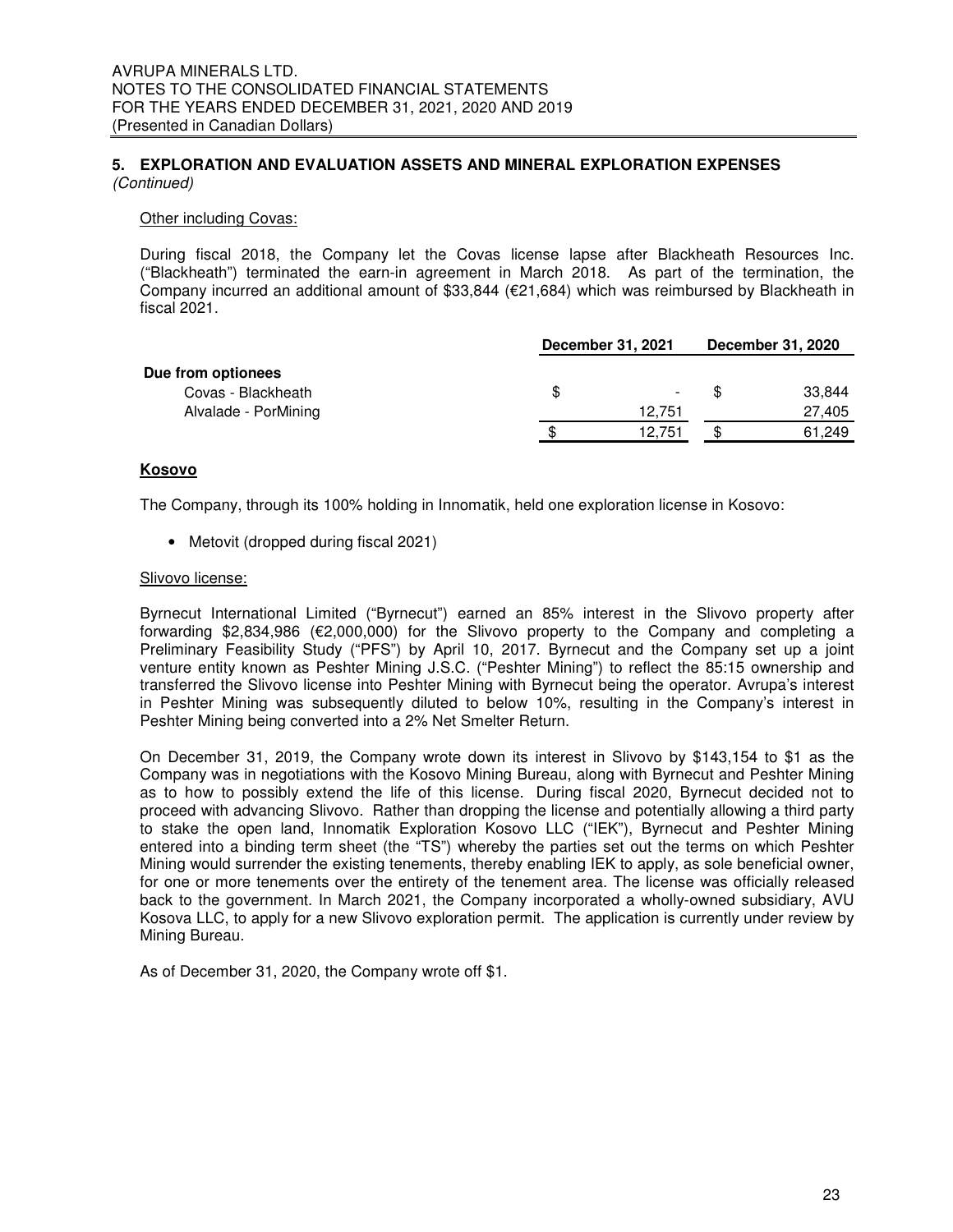AVRUPA MINERALS LTD.
NOTES TO THE CONSOLIDATED FINANCIAL STATEMENTS
FOR THE YEARS ENDED DECEMBER 31, 2021, 2020 AND 2019
(Presented in Canadian Dollars)

## 5. EXPLORATION AND EVALUATION ASSETS AND MINERAL EXPLORATION EXPENSES

*(Continued)*

Other including Covas:

During fiscal 2018, the Company let the Covas license lapse after Blackheath Resources Inc. ("Blackheath") terminated the earn-in agreement in March 2018. As part of the termination, the Company incurred an additional amount of $33,844 (€21,684) which was reimbursed by Blackheath in fiscal 2021.

| | December 31, 2021 | | December 31, 2020 | |
|---|---|---|---|---|
| **Due from optionees** | | | | |
| Covas - Blackheath | $ | - | $ | 33,844 |
| Alvalade - PorMining | | 12,751 | | 27,405 |
| | $ | 12,751 | $ | 61,249 |

### Kosovo

The Company, through its 100% holding in Innomatik, held one exploration license in Kosovo:

- Metovit (dropped during fiscal 2021)

Slivovo license:

Byrnecut International Limited ("Byrnecut") earned an 85% interest in the Slivovo property after forwarding $2,834,986 (€2,000,000) for the Slivovo property to the Company and completing a Preliminary Feasibility Study ("PFS") by April 10, 2017. Byrnecut and the Company set up a joint venture entity known as Peshter Mining J.S.C. ("Peshter Mining") to reflect the 85:15 ownership and transferred the Slivovo license into Peshter Mining with Byrnecut being the operator. Avrupa's interest in Peshter Mining was subsequently diluted to below 10%, resulting in the Company's interest in Peshter Mining being converted into a 2% Net Smelter Return.

On December 31, 2019, the Company wrote down its interest in Slivovo by $143,154 to $1 as the Company was in negotiations with the Kosovo Mining Bureau, along with Byrnecut and Peshter Mining as to how to possibly extend the life of this license. During fiscal 2020, Byrnecut decided not to proceed with advancing Slivovo. Rather than dropping the license and potentially allowing a third party to stake the open land, Innomatik Exploration Kosovo LLC ("IEK"), Byrnecut and Peshter Mining entered into a binding term sheet (the "TS") whereby the parties set out the terms on which Peshter Mining would surrender the existing tenements, thereby enabling IEK to apply, as sole beneficial owner, for one or more tenements over the entirety of the tenement area. The license was officially released back to the government. In March 2021, the Company incorporated a wholly-owned subsidiary, AVU Kosova LLC, to apply for a new Slivovo exploration permit. The application is currently under review by Mining Bureau.

As of December 31, 2020, the Company wrote off $1.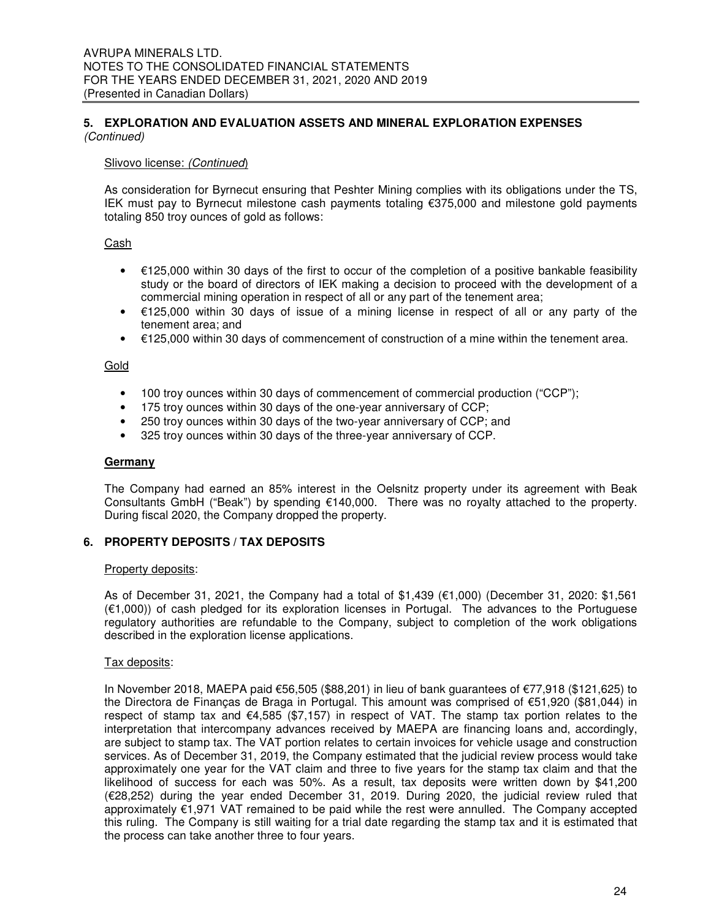## 5. EXPLORATION AND EVALUATION ASSETS AND MINERAL EXPLORATION EXPENSES

*(Continued)*

Slivovo license: *(Continued)*

As consideration for Byrnecut ensuring that Peshter Mining complies with its obligations under the TS, IEK must pay to Byrnecut milestone cash payments totaling €375,000 and milestone gold payments totaling 850 troy ounces of gold as follows:

Cash

- €125,000 within 30 days of the first to occur of the completion of a positive bankable feasibility study or the board of directors of IEK making a decision to proceed with the development of a commercial mining operation in respect of all or any part of the tenement area;
- €125,000 within 30 days of issue of a mining license in respect of all or any party of the tenement area; and
- €125,000 within 30 days of commencement of construction of a mine within the tenement area.

Gold

- 100 troy ounces within 30 days of commencement of commercial production ("CCP");
- 175 troy ounces within 30 days of the one-year anniversary of CCP;
- 250 troy ounces within 30 days of the two-year anniversary of CCP; and
- 325 troy ounces within 30 days of the three-year anniversary of CCP.

**Germany**

The Company had earned an 85% interest in the Oelsnitz property under its agreement with Beak Consultants GmbH ("Beak") by spending €140,000. There was no royalty attached to the property. During fiscal 2020, the Company dropped the property.

## 6. PROPERTY DEPOSITS / TAX DEPOSITS

Property deposits:

As of December 31, 2021, the Company had a total of $1,439 (€1,000) (December 31, 2020: $1,561 (€1,000)) of cash pledged for its exploration licenses in Portugal. The advances to the Portuguese regulatory authorities are refundable to the Company, subject to completion of the work obligations described in the exploration license applications.

Tax deposits:

In November 2018, MAEPA paid €56,505 ($88,201) in lieu of bank guarantees of €77,918 ($121,625) to the Directora de Finanças de Braga in Portugal. This amount was comprised of €51,920 ($81,044) in respect of stamp tax and €4,585 ($7,157) in respect of VAT. The stamp tax portion relates to the interpretation that intercompany advances received by MAEPA are financing loans and, accordingly, are subject to stamp tax. The VAT portion relates to certain invoices for vehicle usage and construction services. As of December 31, 2019, the Company estimated that the judicial review process would take approximately one year for the VAT claim and three to five years for the stamp tax claim and that the likelihood of success for each was 50%. As a result, tax deposits were written down by $41,200 (€28,252) during the year ended December 31, 2019. During 2020, the judicial review ruled that approximately €1,971 VAT remained to be paid while the rest were annulled. The Company accepted this ruling. The Company is still waiting for a trial date regarding the stamp tax and it is estimated that the process can take another three to four years.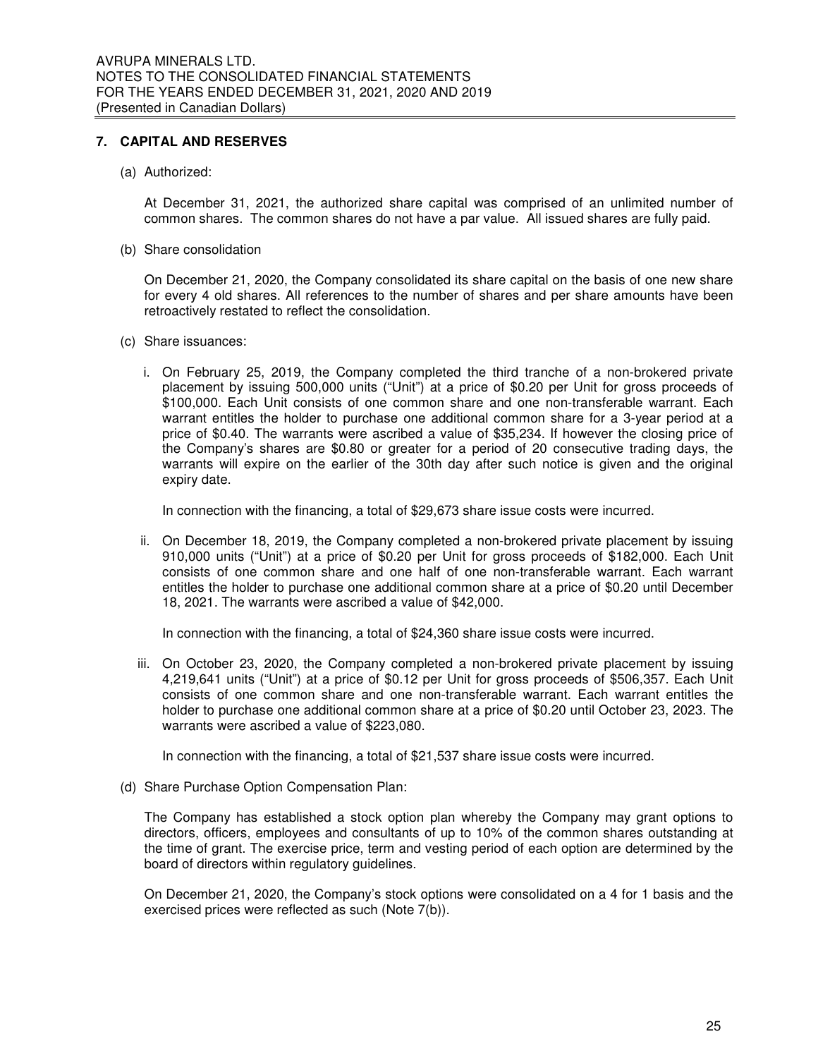## 7. CAPITAL AND RESERVES

(a) Authorized:

At December 31, 2021, the authorized share capital was comprised of an unlimited number of common shares. The common shares do not have a par value. All issued shares are fully paid.

(b) Share consolidation

On December 21, 2020, the Company consolidated its share capital on the basis of one new share for every 4 old shares. All references to the number of shares and per share amounts have been retroactively restated to reflect the consolidation.

(c) Share issuances:

i. On February 25, 2019, the Company completed the third tranche of a non-brokered private placement by issuing 500,000 units ("Unit") at a price of $0.20 per Unit for gross proceeds of $100,000. Each Unit consists of one common share and one non-transferable warrant. Each warrant entitles the holder to purchase one additional common share for a 3-year period at a price of $0.40. The warrants were ascribed a value of $35,234. If however the closing price of the Company's shares are $0.80 or greater for a period of 20 consecutive trading days, the warrants will expire on the earlier of the 30th day after such notice is given and the original expiry date.

In connection with the financing, a total of $29,673 share issue costs were incurred.

ii. On December 18, 2019, the Company completed a non-brokered private placement by issuing 910,000 units ("Unit") at a price of $0.20 per Unit for gross proceeds of $182,000. Each Unit consists of one common share and one half of one non-transferable warrant. Each warrant entitles the holder to purchase one additional common share at a price of $0.20 until December 18, 2021. The warrants were ascribed a value of $42,000.

In connection with the financing, a total of $24,360 share issue costs were incurred.

iii. On October 23, 2020, the Company completed a non-brokered private placement by issuing 4,219,641 units ("Unit") at a price of $0.12 per Unit for gross proceeds of $506,357. Each Unit consists of one common share and one non-transferable warrant. Each warrant entitles the holder to purchase one additional common share at a price of $0.20 until October 23, 2023. The warrants were ascribed a value of $223,080.

In connection with the financing, a total of $21,537 share issue costs were incurred.

(d) Share Purchase Option Compensation Plan:

The Company has established a stock option plan whereby the Company may grant options to directors, officers, employees and consultants of up to 10% of the common shares outstanding at the time of grant. The exercise price, term and vesting period of each option are determined by the board of directors within regulatory guidelines.

On December 21, 2020, the Company's stock options were consolidated on a 4 for 1 basis and the exercised prices were reflected as such (Note 7(b)).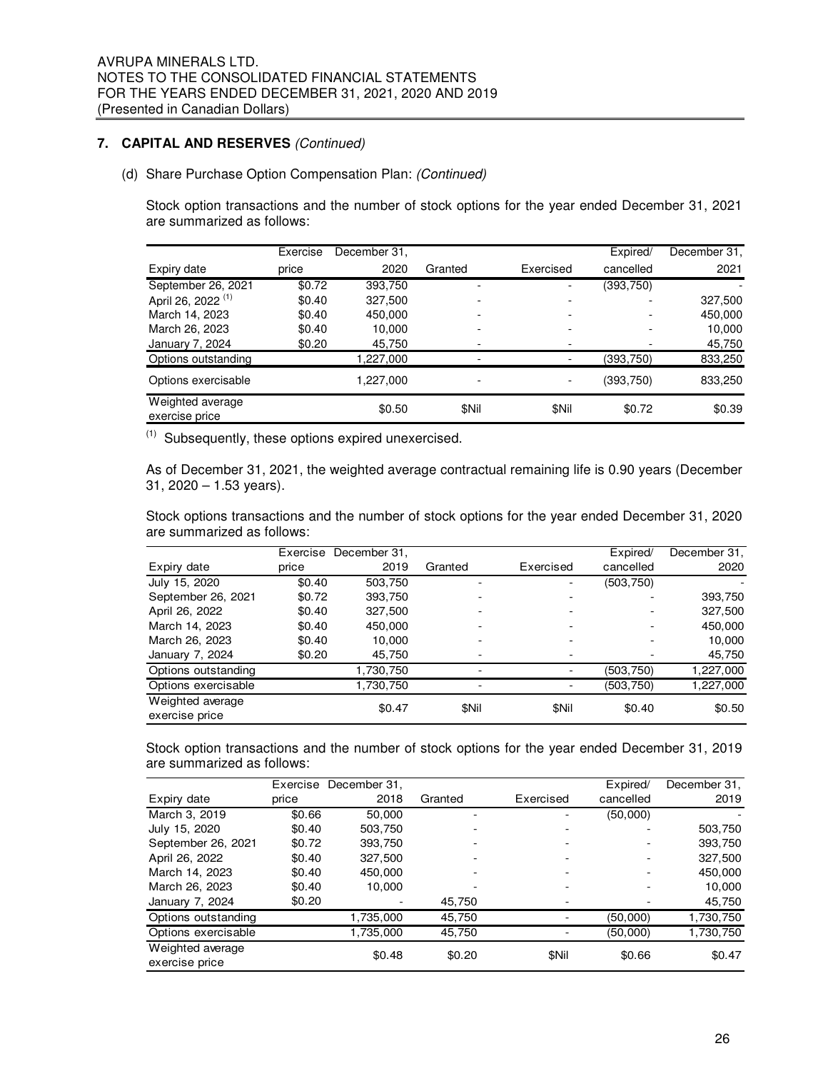AVRUPA MINERALS LTD.
NOTES TO THE CONSOLIDATED FINANCIAL STATEMENTS
FOR THE YEARS ENDED DECEMBER 31, 2021, 2020 AND 2019
(Presented in Canadian Dollars)

## 7. CAPITAL AND RESERVES *(Continued)*

(d) Share Purchase Option Compensation Plan: *(Continued)*

Stock option transactions and the number of stock options for the year ended December 31, 2021 are summarized as follows:

| Expiry date | Exercise price | December 31, 2020 | Granted | Exercised | Expired/ cancelled | December 31, 2021 |
|---|---|---|---|---|---|---|
| September 26, 2021 | $0.72 | 393,750 | - | - | (393,750) | - |
| April 26, 2022 [1] | $0.40 | 327,500 | - | - | - | 327,500 |
| March 14, 2023 | $0.40 | 450,000 | - | - | - | 450,000 |
| March 26, 2023 | $0.40 | 10,000 | - | - | - | 10,000 |
| January 7, 2024 | $0.20 | 45,750 | - | - | - | 45,750 |
| Options outstanding | | 1,227,000 | - | - | (393,750) | 833,250 |
| Options exercisable | | 1,227,000 | - | - | (393,750) | 833,250 |
| Weighted average exercise price | | $0.50 | $Nil | $Nil | $0.72 | $0.39 |

[1] Subsequently, these options expired unexercised.

As of December 31, 2021, the weighted average contractual remaining life is 0.90 years (December 31, 2020 – 1.53 years).

Stock options transactions and the number of stock options for the year ended December 31, 2020 are summarized as follows:

| Expiry date | Exercise price | December 31, 2019 | Granted | Exercised | Expired/ cancelled | December 31, 2020 |
|---|---|---|---|---|---|---|
| July 15, 2020 | $0.40 | 503,750 | - | - | (503,750) | - |
| September 26, 2021 | $0.72 | 393,750 | - | - | - | 393,750 |
| April 26, 2022 | $0.40 | 327,500 | - | - | - | 327,500 |
| March 14, 2023 | $0.40 | 450,000 | - | - | - | 450,000 |
| March 26, 2023 | $0.40 | 10,000 | - | - | - | 10,000 |
| January 7, 2024 | $0.20 | 45,750 | - | - | - | 45,750 |
| Options outstanding | | 1,730,750 | - | - | (503,750) | 1,227,000 |
| Options exercisable | | 1,730,750 | - | - | (503,750) | 1,227,000 |
| Weighted average exercise price | | $0.47 | $Nil | $Nil | $0.40 | $0.50 |

Stock option transactions and the number of stock options for the year ended December 31, 2019 are summarized as follows:

| Expiry date | Exercise price | December 31, 2018 | Granted | Exercised | Expired/ cancelled | December 31, 2019 |
|---|---|---|---|---|---|---|
| March 3, 2019 | $0.66 | 50,000 | - | - | (50,000) | - |
| July 15, 2020 | $0.40 | 503,750 | - | - | - | 503,750 |
| September 26, 2021 | $0.72 | 393,750 | - | - | - | 393,750 |
| April 26, 2022 | $0.40 | 327,500 | - | - | - | 327,500 |
| March 14, 2023 | $0.40 | 450,000 | - | - | - | 450,000 |
| March 26, 2023 | $0.40 | 10,000 | - | - | - | 10,000 |
| January 7, 2024 | $0.20 | - | 45,750 | - | - | 45,750 |
| Options outstanding | | 1,735,000 | 45,750 | - | (50,000) | 1,730,750 |
| Options exercisable | | 1,735,000 | 45,750 | - | (50,000) | 1,730,750 |
| Weighted average exercise price | | $0.48 | $0.20 | $Nil | $0.66 | $0.47 |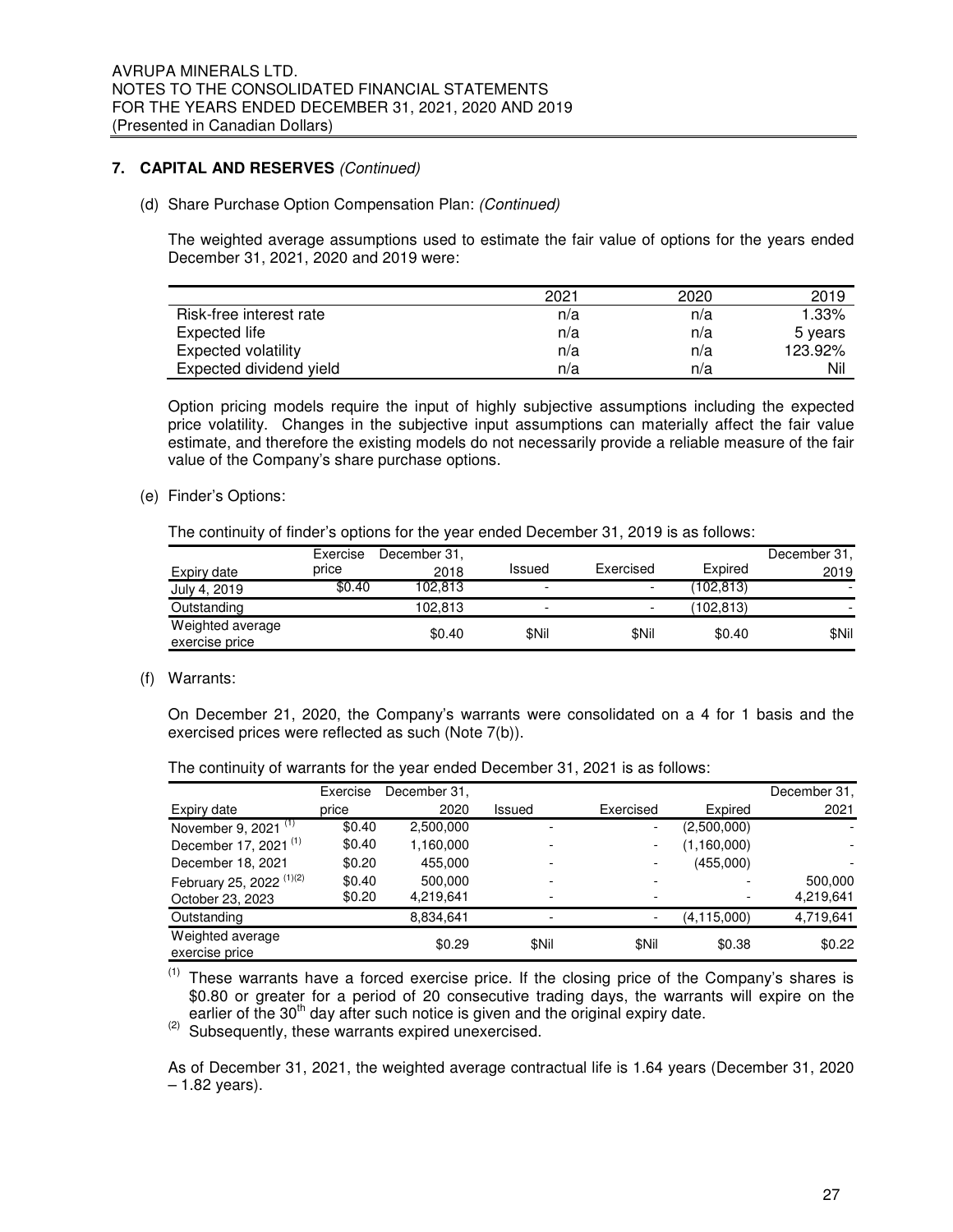## 7. CAPITAL AND RESERVES *(Continued)*

(d) Share Purchase Option Compensation Plan: *(Continued)*

The weighted average assumptions used to estimate the fair value of options for the years ended December 31, 2021, 2020 and 2019 were:

| | 2021 | 2020 | 2019 |
|---|---|---|---|
| Risk-free interest rate | n/a | n/a | 1.33% |
| Expected life | n/a | n/a | 5 years |
| Expected volatility | n/a | n/a | 123.92% |
| Expected dividend yield | n/a | n/a | Nil |

Option pricing models require the input of highly subjective assumptions including the expected price volatility. Changes in the subjective input assumptions can materially affect the fair value estimate, and therefore the existing models do not necessarily provide a reliable measure of the fair value of the Company's share purchase options.

(e) Finder's Options:

The continuity of finder's options for the year ended December 31, 2019 is as follows:

| Expiry date | Exercise price | December 31, 2018 | Issued | Exercised | Expired | December 31, 2019 |
|---|---|---|---|---|---|---|
| July 4, 2019 | $0.40 | 102,813 | - | - | (102,813) | - |
| Outstanding | | 102,813 | - | - | (102,813) | - |
| Weighted average exercise price | | $0.40 | $Nil | $Nil | $0.40 | $Nil |

(f) Warrants:

On December 21, 2020, the Company's warrants were consolidated on a 4 for 1 basis and the exercised prices were reflected as such (Note 7(b)).

The continuity of warrants for the year ended December 31, 2021 is as follows:

| Expiry date | Exercise price | December 31, 2020 | Issued | Exercised | Expired | December 31, 2021 |
|---|---|---|---|---|---|---|
| November 9, 2021 (1) | $0.40 | 2,500,000 | - | - | (2,500,000) | - |
| December 17, 2021 (1) | $0.40 | 1,160,000 | - | - | (1,160,000) | - |
| December 18, 2021 | $0.20 | 455,000 | - | - | (455,000) | - |
| February 25, 2022 (1)(2) | $0.40 | 500,000 | - | - | - | 500,000 |
| October 23, 2023 | $0.20 | 4,219,641 | - | - | - | 4,219,641 |
| Outstanding | | 8,834,641 | - | - | (4,115,000) | 4,719,641 |
| Weighted average exercise price | | $0.29 | $Nil | $Nil | $0.38 | $0.22 |

(1) These warrants have a forced exercise price. If the closing price of the Company's shares is $0.80 or greater for a period of 20 consecutive trading days, the warrants will expire on the earlier of the 30th day after such notice is given and the original expiry date.

(2) Subsequently, these warrants expired unexercised.

As of December 31, 2021, the weighted average contractual life is 1.64 years (December 31, 2020 – 1.82 years).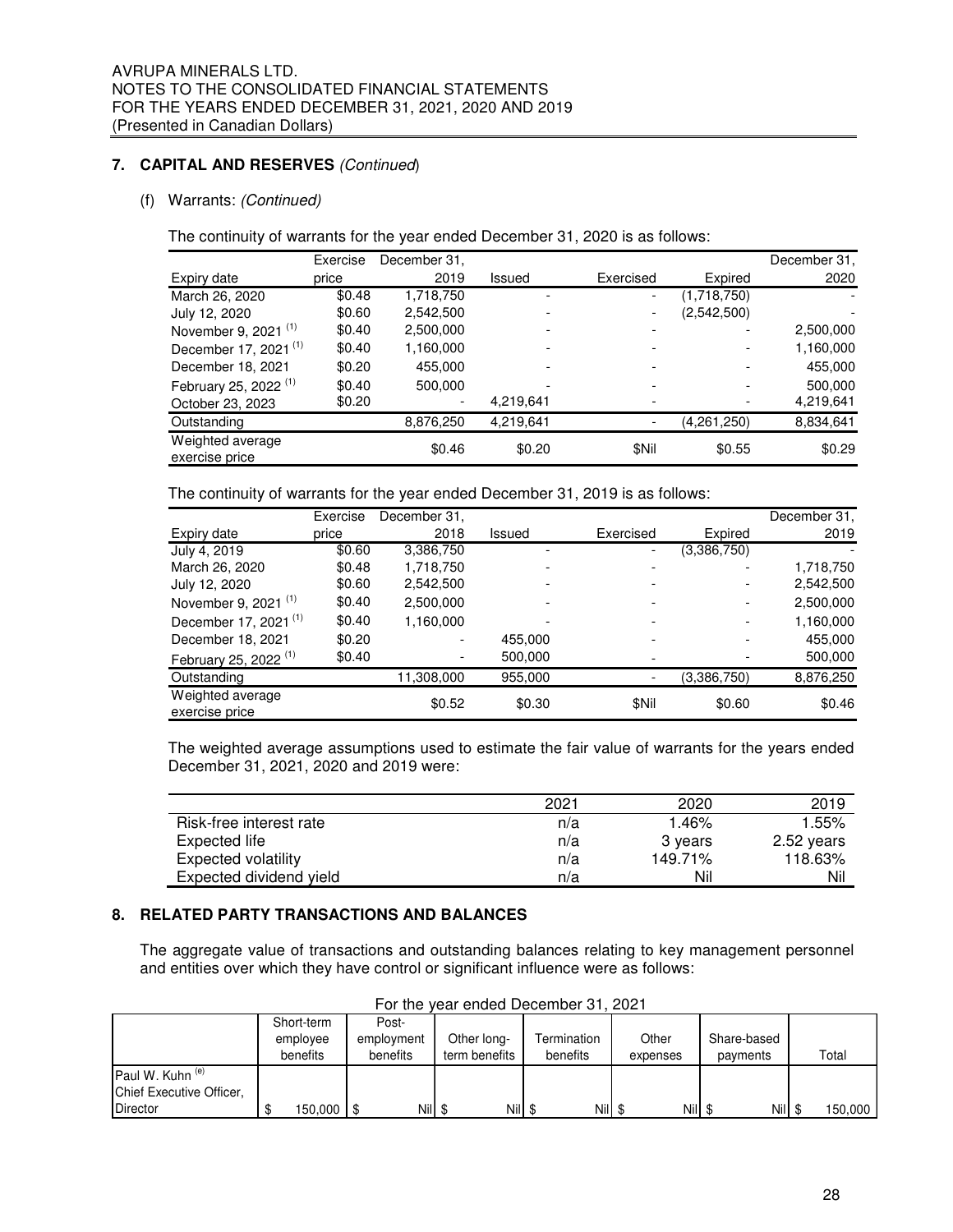AVRUPA MINERALS LTD.
NOTES TO THE CONSOLIDATED FINANCIAL STATEMENTS
FOR THE YEARS ENDED DECEMBER 31, 2021, 2020 AND 2019
(Presented in Canadian Dollars)

## 7. CAPITAL AND RESERVES *(Continued)*

(f) Warrants: *(Continued)*

The continuity of warrants for the year ended December 31, 2020 is as follows:

| Expiry date | Exercise price | December 31, 2019 | Issued | Exercised | Expired | December 31, 2020 |
|---|---|---|---|---|---|---|
| March 26, 2020 | $0.48 | 1,718,750 | - | - | (1,718,750) | - |
| July 12, 2020 | $0.60 | 2,542,500 | - | - | (2,542,500) | - |
| November 9, 2021 (1) | $0.40 | 2,500,000 | - | - | - | 2,500,000 |
| December 17, 2021 (1) | $0.40 | 1,160,000 | - | - | - | 1,160,000 |
| December 18, 2021 | $0.20 | 455,000 | - | - | - | 455,000 |
| February 25, 2022 (1) | $0.40 | 500,000 | - | - | - | 500,000 |
| October 23, 2023 | $0.20 | - | 4,219,641 | - | - | 4,219,641 |
| Outstanding | | 8,876,250 | 4,219,641 | - | (4,261,250) | 8,834,641 |
| Weighted average exercise price | | $0.46 | $0.20 | $Nil | $0.55 | $0.29 |

The continuity of warrants for the year ended December 31, 2019 is as follows:

| Expiry date | Exercise price | December 31, 2018 | Issued | Exercised | Expired | December 31, 2019 |
|---|---|---|---|---|---|---|
| July 4, 2019 | $0.60 | 3,386,750 | - | - | (3,386,750) | - |
| March 26, 2020 | $0.48 | 1,718,750 | - | - | - | 1,718,750 |
| July 12, 2020 | $0.60 | 2,542,500 | - | - | - | 2,542,500 |
| November 9, 2021 (1) | $0.40 | 2,500,000 | - | - | - | 2,500,000 |
| December 17, 2021 (1) | $0.40 | 1,160,000 | - | - | - | 1,160,000 |
| December 18, 2021 | $0.20 | - | 455,000 | - | - | 455,000 |
| February 25, 2022 (1) | $0.40 | - | 500,000 | - | - | 500,000 |
| Outstanding | | 11,308,000 | 955,000 | - | (3,386,750) | 8,876,250 |
| Weighted average exercise price | | $0.52 | $0.30 | $Nil | $0.60 | $0.46 |

The weighted average assumptions used to estimate the fair value of warrants for the years ended December 31, 2021, 2020 and 2019 were:

| | 2021 | 2020 | 2019 |
|---|---|---|---|
| Risk-free interest rate | n/a | 1.46% | 1.55% |
| Expected life | n/a | 3 years | 2.52 years |
| Expected volatility | n/a | 149.71% | 118.63% |
| Expected dividend yield | n/a | Nil | Nil |

## 8. RELATED PARTY TRANSACTIONS AND BALANCES

The aggregate value of transactions and outstanding balances relating to key management personnel and entities over which they have control or significant influence were as follows:

For the year ended December 31, 2021

| | Short-term employee benefits | Post-employment benefits | Other long-term benefits | Termination benefits | Other expenses | Share-based payments | Total |
|---|---|---|---|---|---|---|---|
| Paul W. Kuhn (e) Chief Executive Officer, Director | $ 150,000 | $ Nil | $ Nil | $ Nil | $ Nil | $ Nil | $ 150,000 |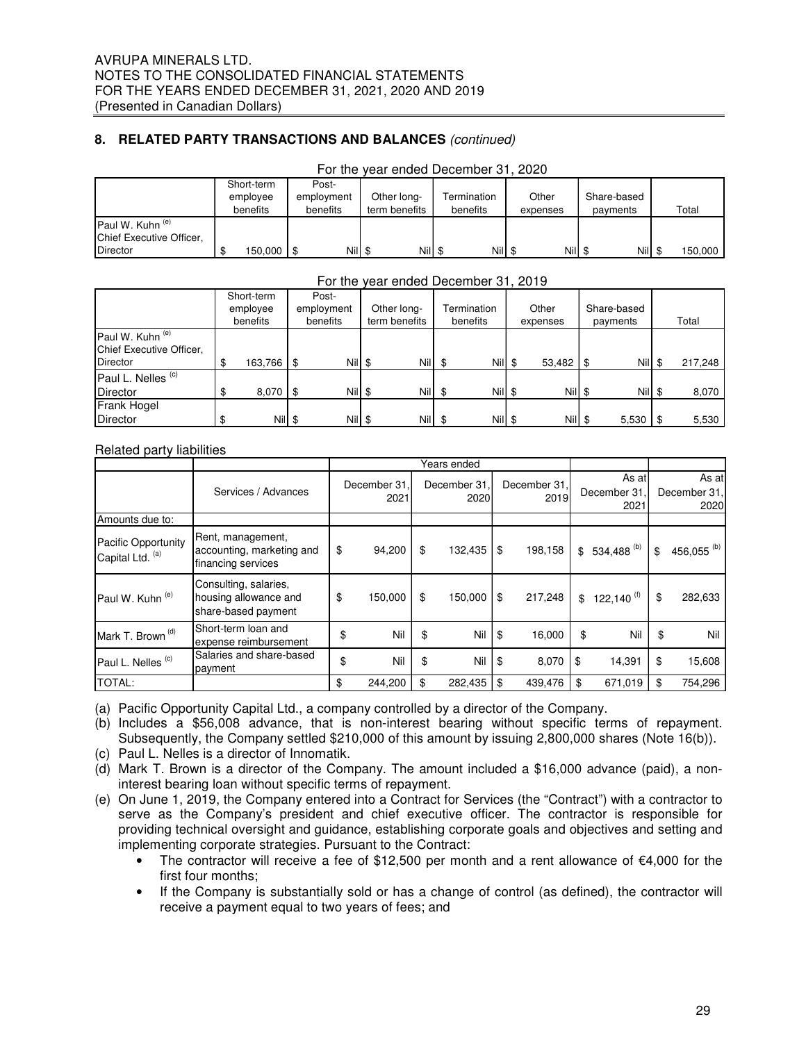## 8. RELATED PARTY TRANSACTIONS AND BALANCES *(continued)*

For the year ended December 31, 2020

| | Short-term employee benefits | Post-employment benefits | Other long-term benefits | Termination benefits | Other expenses | Share-based payments | Total |
|---|---|---|---|---|---|---|---|
| Paul W. Kuhn [(e)] Chief Executive Officer, Director | $ 150,000 | $ Nil | $ Nil | $ Nil | $ Nil | $ Nil | $ 150,000 |

For the year ended December 31, 2019

| | Short-term employee benefits | Post-employment benefits | Other long-term benefits | Termination benefits | Other expenses | Share-based payments | Total |
|---|---|---|---|---|---|---|---|
| Paul W. Kuhn [(e)] Chief Executive Officer, Director | $ 163,766 | $ Nil | $ Nil | $ Nil | $ 53,482 | $ Nil | $ 217,248 |
| Paul L. Nelles [(c)] Director | $ 8,070 | $ Nil | $ Nil | $ Nil | $ Nil | $ Nil | $ 8,070 |
| Frank Hogel Director | $ Nil | $ Nil | $ Nil | $ Nil | $ Nil | $ 5,530 | $ 5,530 |

Related party liabilities

| | Services / Advances | Years ended December 31, 2021 | Years ended December 31, 2020 | Years ended December 31, 2019 | As at December 31, 2021 | As at December 31, 2020 |
|---|---|---|---|---|---|---|
| Amounts due to: | | | | | | |
| Pacific Opportunity Capital Ltd. [(a)] | Rent, management, accounting, marketing and financing services | $ 94,200 | $ 132,435 | $ 198,158 | $ 534,488 [(b)] | $ 456,055 [(b)] |
| Paul W. Kuhn [(e)] | Consulting, salaries, housing allowance and share-based payment | $ 150,000 | $ 150,000 | $ 217,248 | $ 122,140 [(f)] | $ 282,633 |
| Mark T. Brown [(d)] | Short-term loan and expense reimbursement | $ Nil | $ Nil | $ 16,000 | $ Nil | $ Nil |
| Paul L. Nelles [(c)] | Salaries and share-based payment | $ Nil | $ Nil | $ 8,070 | $ 14,391 | $ 15,608 |
| TOTAL: | | $ 244,200 | $ 282,435 | $ 439,476 | $ 671,019 | $ 754,296 |

(a) Pacific Opportunity Capital Ltd., a company controlled by a director of the Company.

(b) Includes a $56,008 advance, that is non-interest bearing without specific terms of repayment. Subsequently, the Company settled $210,000 of this amount by issuing 2,800,000 shares (Note 16(b)).

(c) Paul L. Nelles is a director of Innomatik.

(d) Mark T. Brown is a director of the Company. The amount included a $16,000 advance (paid), a non-interest bearing loan without specific terms of repayment.

(e) On June 1, 2019, the Company entered into a Contract for Services (the "Contract") with a contractor to serve as the Company's president and chief executive officer. The contractor is responsible for providing technical oversight and guidance, establishing corporate goals and objectives and setting and implementing corporate strategies. Pursuant to the Contract:

- The contractor will receive a fee of $12,500 per month and a rent allowance of €4,000 for the first four months;
- If the Company is substantially sold or has a change of control (as defined), the contractor will receive a payment equal to two years of fees; and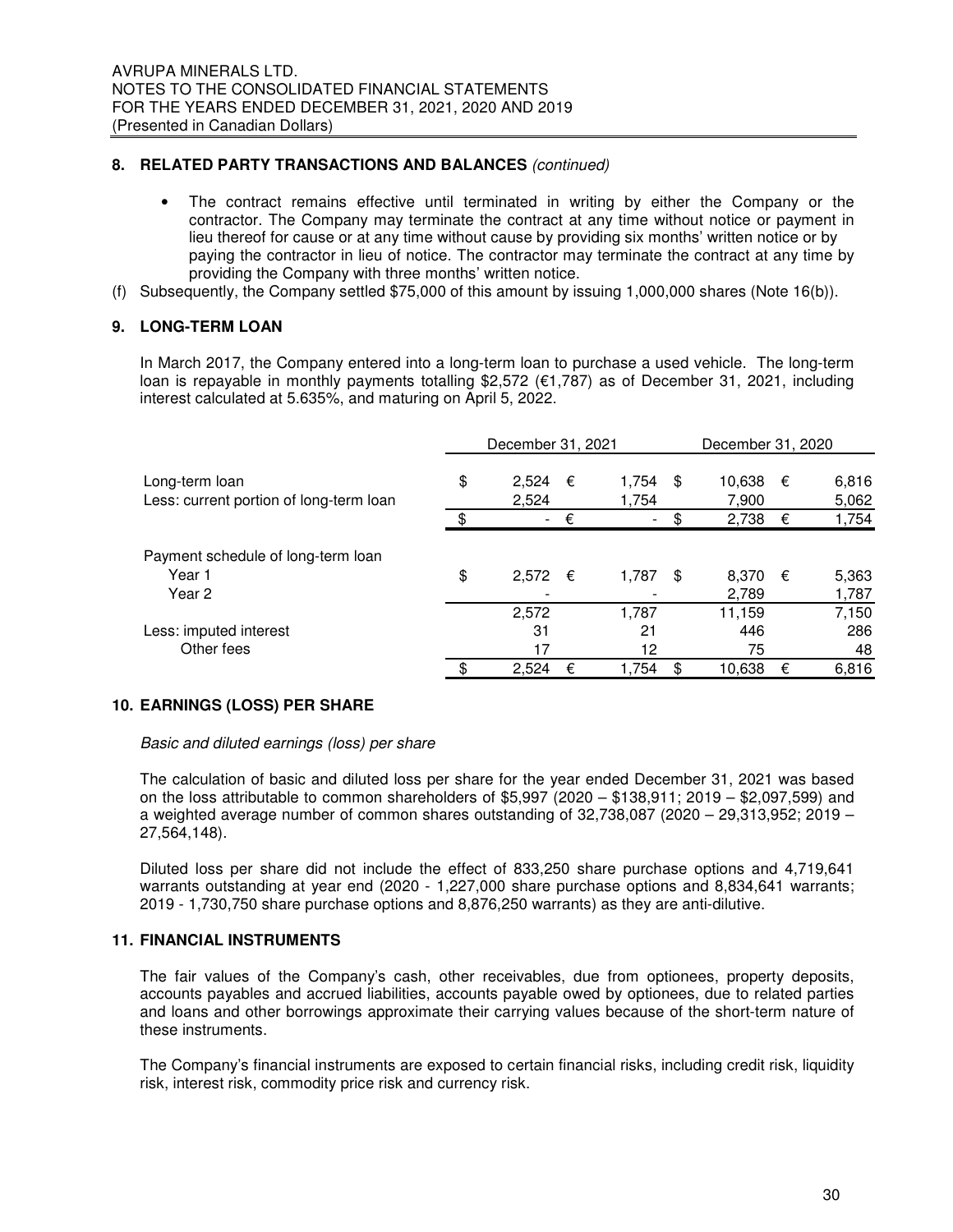## 8. RELATED PARTY TRANSACTIONS AND BALANCES *(continued)*

- The contract remains effective until terminated in writing by either the Company or the contractor. The Company may terminate the contract at any time without notice or payment in lieu thereof for cause or at any time without cause by providing six months' written notice or by paying the contractor in lieu of notice. The contractor may terminate the contract at any time by providing the Company with three months' written notice.

(f) Subsequently, the Company settled $75,000 of this amount by issuing 1,000,000 shares (Note 16(b)).

## 9. LONG-TERM LOAN

In March 2017, the Company entered into a long-term loan to purchase a used vehicle. The long-term loan is repayable in monthly payments totalling $2,572 (€1,787) as of December 31, 2021, including interest calculated at 5.635%, and maturing on April 5, 2022.

| | December 31, 2021 | | December 31, 2020 | |
|---|---|---|---|---|
| | $ | € | $ | € |
| Long-term loan | 2,524 | 1,754 | 10,638 | 6,816 |
| Less: current portion of long-term loan | 2,524 | 1,754 | 7,900 | 5,062 |
| | - | - | 2,738 | 1,754 |
| Payment schedule of long-term loan | | | | |
| Year 1 | 2,572 | 1,787 | 8,370 | 5,363 |
| Year 2 | - | - | 2,789 | 1,787 |
| | 2,572 | 1,787 | 11,159 | 7,150 |
| Less: imputed interest | 31 | 21 | 446 | 286 |
| Other fees | 17 | 12 | 75 | 48 |
| | 2,524 | 1,754 | 10,638 | 6,816 |

## 10. EARNINGS (LOSS) PER SHARE

*Basic and diluted earnings (loss) per share*

The calculation of basic and diluted loss per share for the year ended December 31, 2021 was based on the loss attributable to common shareholders of $5,997 (2020 – $138,911; 2019 – $2,097,599) and a weighted average number of common shares outstanding of 32,738,087 (2020 – 29,313,952; 2019 – 27,564,148).

Diluted loss per share did not include the effect of 833,250 share purchase options and 4,719,641 warrants outstanding at year end (2020 - 1,227,000 share purchase options and 8,834,641 warrants; 2019 - 1,730,750 share purchase options and 8,876,250 warrants) as they are anti-dilutive.

## 11. FINANCIAL INSTRUMENTS

The fair values of the Company's cash, other receivables, due from optionees, property deposits, accounts payables and accrued liabilities, accounts payable owed by optionees, due to related parties and loans and other borrowings approximate their carrying values because of the short-term nature of these instruments.

The Company's financial instruments are exposed to certain financial risks, including credit risk, liquidity risk, interest risk, commodity price risk and currency risk.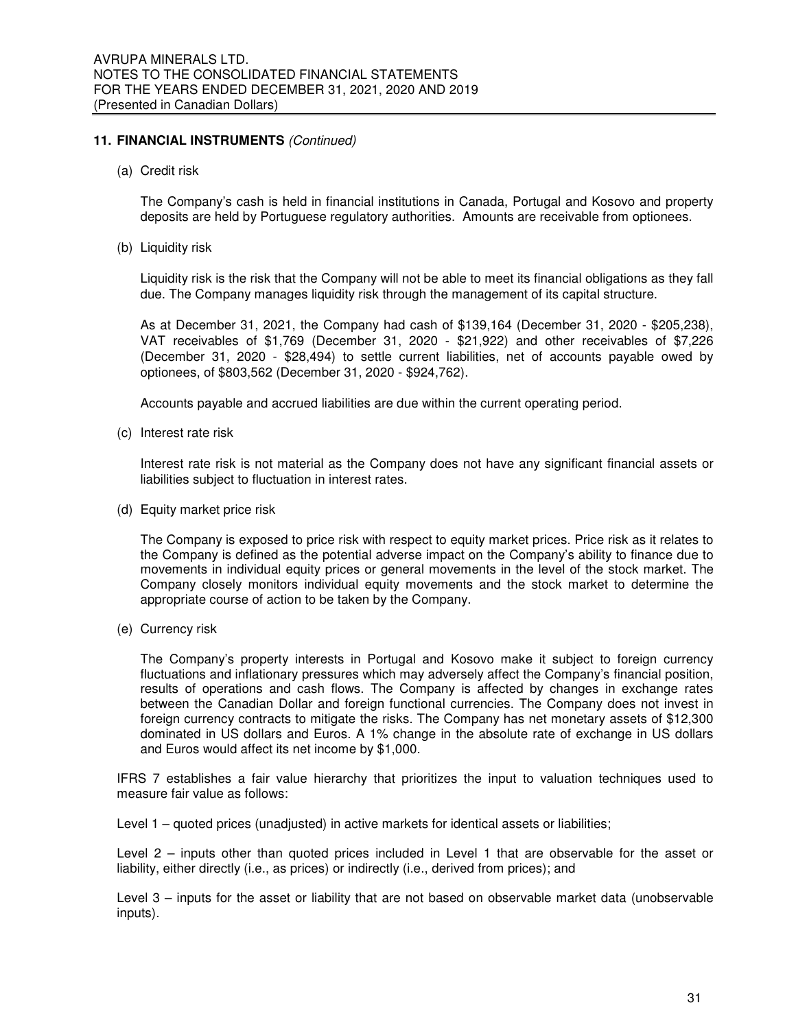## 11. FINANCIAL INSTRUMENTS *(Continued)*

(a) Credit risk

The Company's cash is held in financial institutions in Canada, Portugal and Kosovo and property deposits are held by Portuguese regulatory authorities. Amounts are receivable from optionees.

(b) Liquidity risk

Liquidity risk is the risk that the Company will not be able to meet its financial obligations as they fall due. The Company manages liquidity risk through the management of its capital structure.

As at December 31, 2021, the Company had cash of $139,164 (December 31, 2020 - $205,238), VAT receivables of $1,769 (December 31, 2020 - $21,922) and other receivables of $7,226 (December 31, 2020 - $28,494) to settle current liabilities, net of accounts payable owed by optionees, of $803,562 (December 31, 2020 - $924,762).

Accounts payable and accrued liabilities are due within the current operating period.

(c) Interest rate risk

Interest rate risk is not material as the Company does not have any significant financial assets or liabilities subject to fluctuation in interest rates.

(d) Equity market price risk

The Company is exposed to price risk with respect to equity market prices. Price risk as it relates to the Company is defined as the potential adverse impact on the Company's ability to finance due to movements in individual equity prices or general movements in the level of the stock market. The Company closely monitors individual equity movements and the stock market to determine the appropriate course of action to be taken by the Company.

(e) Currency risk

The Company's property interests in Portugal and Kosovo make it subject to foreign currency fluctuations and inflationary pressures which may adversely affect the Company's financial position, results of operations and cash flows. The Company is affected by changes in exchange rates between the Canadian Dollar and foreign functional currencies. The Company does not invest in foreign currency contracts to mitigate the risks. The Company has net monetary assets of $12,300 dominated in US dollars and Euros. A 1% change in the absolute rate of exchange in US dollars and Euros would affect its net income by $1,000.

IFRS 7 establishes a fair value hierarchy that prioritizes the input to valuation techniques used to measure fair value as follows:

Level 1 – quoted prices (unadjusted) in active markets for identical assets or liabilities;

Level 2 – inputs other than quoted prices included in Level 1 that are observable for the asset or liability, either directly (i.e., as prices) or indirectly (i.e., derived from prices); and

Level 3 – inputs for the asset or liability that are not based on observable market data (unobservable inputs).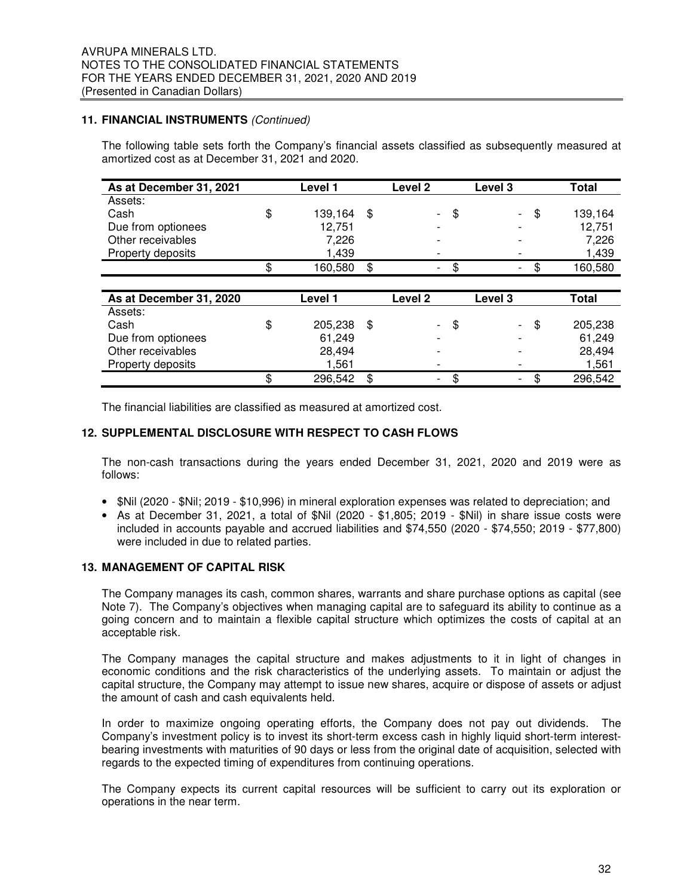### 11. FINANCIAL INSTRUMENTS *(Continued)*

The following table sets forth the Company's financial assets classified as subsequently measured at amortized cost as at December 31, 2021 and 2020.

| As at December 31, 2021 | Level 1 | Level 2 | Level 3 | Total |
|---|---|---|---|---|
| Assets: | | | | |
| Cash | $ 139,164 | $ - | $ - | $ 139,164 |
| Due from optionees | 12,751 | - | - | 12,751 |
| Other receivables | 7,226 | - | - | 7,226 |
| Property deposits | 1,439 | - | - | 1,439 |
| | $ 160,580 | $ - | $ - | $ 160,580 |

| As at December 31, 2020 | Level 1 | Level 2 | Level 3 | Total |
|---|---|---|---|---|
| Assets: | | | | |
| Cash | $ 205,238 | $ - | $ - | $ 205,238 |
| Due from optionees | 61,249 | - | - | 61,249 |
| Other receivables | 28,494 | - | - | 28,494 |
| Property deposits | 1,561 | - | - | 1,561 |
| | $ 296,542 | $ - | $ - | $ 296,542 |

The financial liabilities are classified as measured at amortized cost.

### 12. SUPPLEMENTAL DISCLOSURE WITH RESPECT TO CASH FLOWS

The non-cash transactions during the years ended December 31, 2021, 2020 and 2019 were as follows:

- $Nil (2020 - $Nil; 2019 - $10,996) in mineral exploration expenses was related to depreciation; and
- As at December 31, 2021, a total of $Nil (2020 - $1,805; 2019 - $Nil) in share issue costs were included in accounts payable and accrued liabilities and $74,550 (2020 - $74,550; 2019 - $77,800) were included in due to related parties.

### 13. MANAGEMENT OF CAPITAL RISK

The Company manages its cash, common shares, warrants and share purchase options as capital (see Note 7). The Company's objectives when managing capital are to safeguard its ability to continue as a going concern and to maintain a flexible capital structure which optimizes the costs of capital at an acceptable risk.

The Company manages the capital structure and makes adjustments to it in light of changes in economic conditions and the risk characteristics of the underlying assets. To maintain or adjust the capital structure, the Company may attempt to issue new shares, acquire or dispose of assets or adjust the amount of cash and cash equivalents held.

In order to maximize ongoing operating efforts, the Company does not pay out dividends. The Company's investment policy is to invest its short-term excess cash in highly liquid short-term interest-bearing investments with maturities of 90 days or less from the original date of acquisition, selected with regards to the expected timing of expenditures from continuing operations.

The Company expects its current capital resources will be sufficient to carry out its exploration or operations in the near term.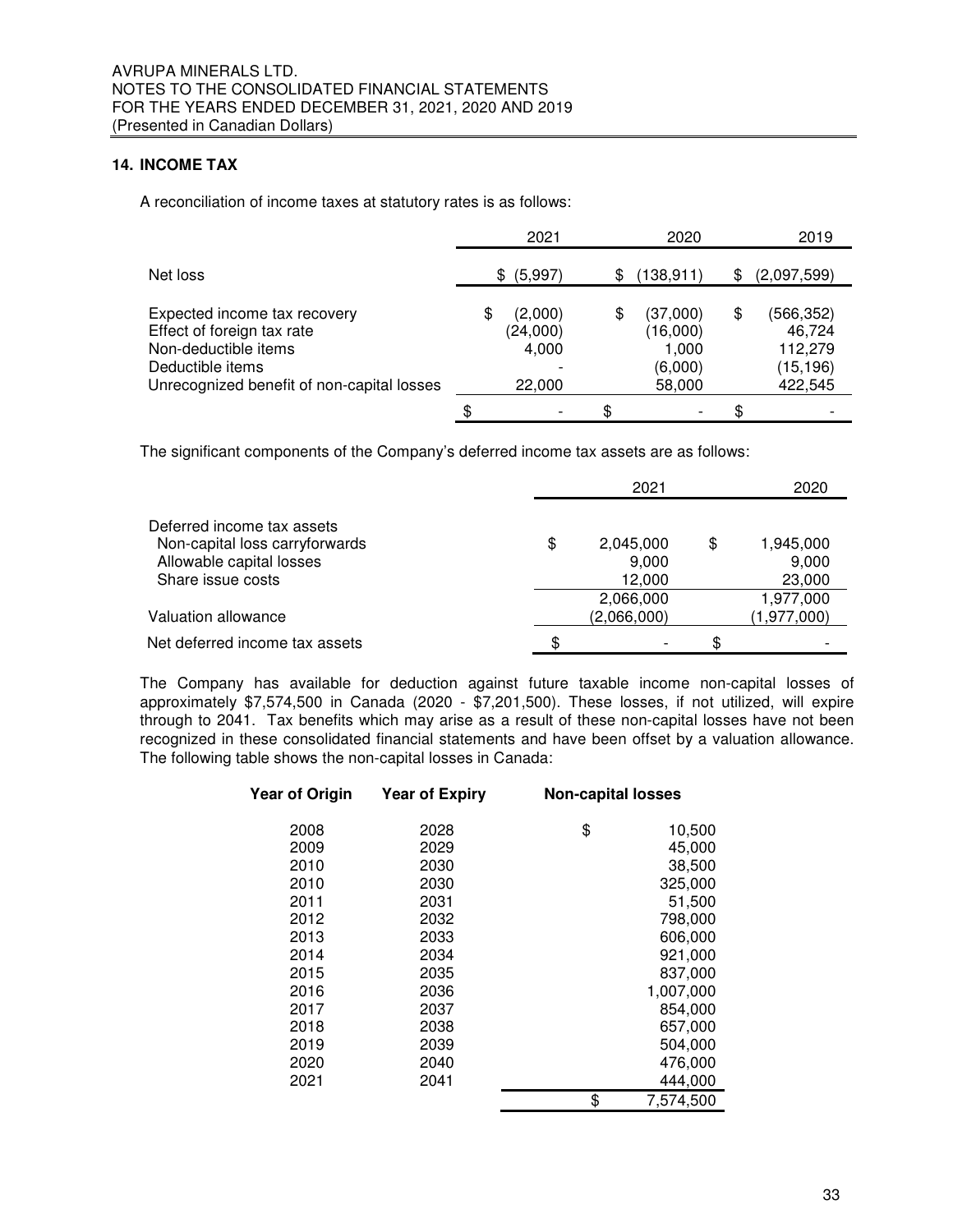## 14. INCOME TAX

A reconciliation of income taxes at statutory rates is as follows:

| | 2021 | 2020 | 2019 |
|---|---|---|---|
| Net loss | $ (5,997) | $ (138,911) | $ (2,097,599) |
| Expected income tax recovery | $ (2,000) | $ (37,000) | $ (566,352) |
| Effect of foreign tax rate | (24,000) | (16,000) | 46,724 |
| Non-deductible items | 4,000 | 1,000 | 112,279 |
| Deductible items | - | (6,000) | (15,196) |
| Unrecognized benefit of non-capital losses | 22,000 | 58,000 | 422,545 |
| | $ - | $ - | $ - |

The significant components of the Company's deferred income tax assets are as follows:

| | 2021 | 2020 |
|---|---|---|
| Deferred income tax assets | | |
| Non-capital loss carryforwards | $ 2,045,000 | $ 1,945,000 |
| Allowable capital losses | 9,000 | 9,000 |
| Share issue costs | 12,000 | 23,000 |
| | 2,066,000 | 1,977,000 |
| Valuation allowance | (2,066,000) | (1,977,000) |
| Net deferred income tax assets | $ - | $ - |

The Company has available for deduction against future taxable income non-capital losses of approximately $7,574,500 in Canada (2020 - $7,201,500). These losses, if not utilized, will expire through to 2041. Tax benefits which may arise as a result of these non-capital losses have not been recognized in these consolidated financial statements and have been offset by a valuation allowance. The following table shows the non-capital losses in Canada:

| Year of Origin | Year of Expiry | Non-capital losses |
|---|---|---|
| 2008 | 2028 | $ 10,500 |
| 2009 | 2029 | 45,000 |
| 2010 | 2030 | 38,500 |
| 2010 | 2030 | 325,000 |
| 2011 | 2031 | 51,500 |
| 2012 | 2032 | 798,000 |
| 2013 | 2033 | 606,000 |
| 2014 | 2034 | 921,000 |
| 2015 | 2035 | 837,000 |
| 2016 | 2036 | 1,007,000 |
| 2017 | 2037 | 854,000 |
| 2018 | 2038 | 657,000 |
| 2019 | 2039 | 504,000 |
| 2020 | 2040 | 476,000 |
| 2021 | 2041 | 444,000 |
| | | $ 7,574,500 |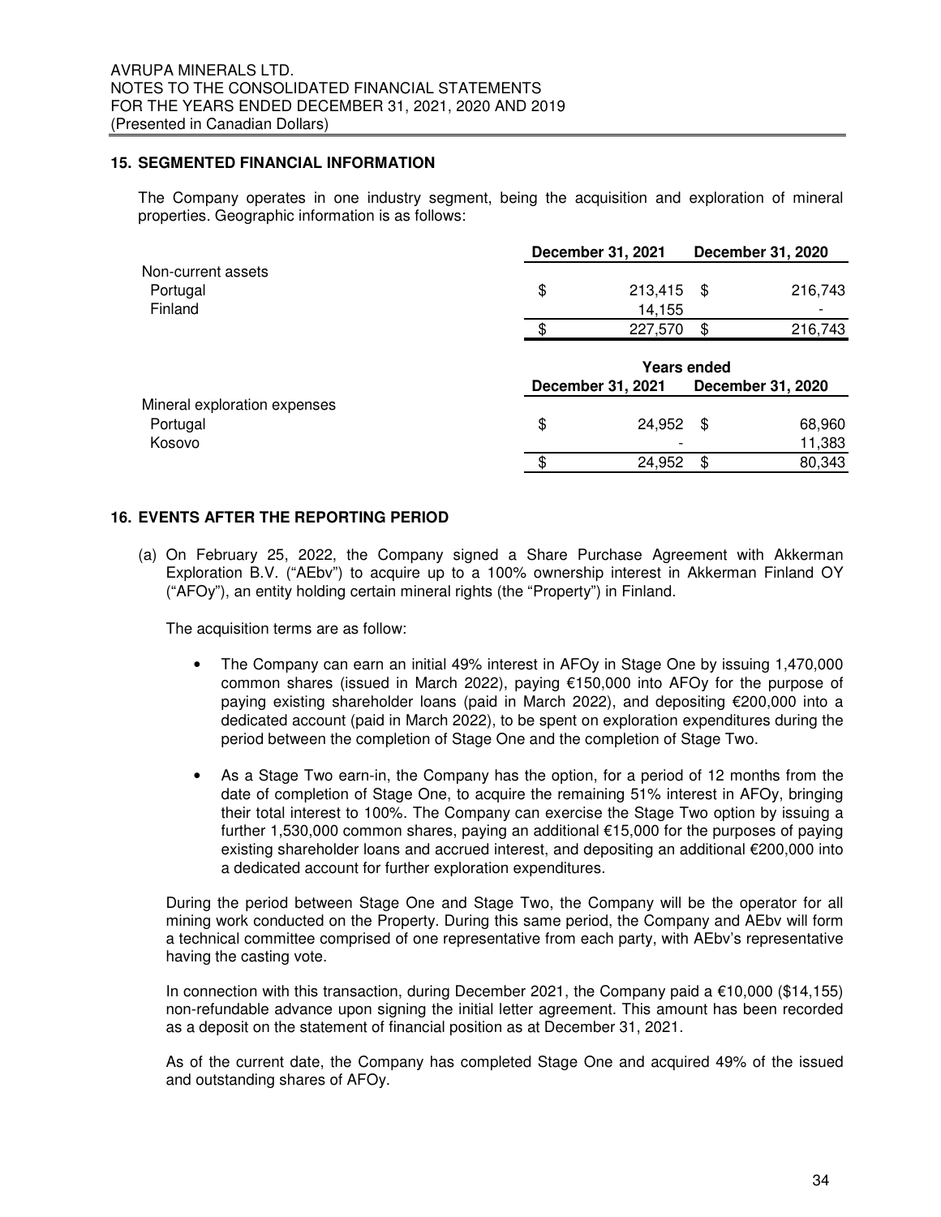## 15. SEGMENTED FINANCIAL INFORMATION

The Company operates in one industry segment, being the acquisition and exploration of mineral properties. Geographic information is as follows:

| | December 31, 2021 | December 31, 2020 |
|---|---|---|
| Non-current assets | | |
| Portugal | $ 213,415 | $ 216,743 |
| Finland | 14,155 | - |
| | $ 227,570 | $ 216,743 |

| | Years ended | |
|---|---|---|
| | December 31, 2021 | December 31, 2020 |
| Mineral exploration expenses | | |
| Portugal | $ 24,952 | $ 68,960 |
| Kosovo | - | 11,383 |
| | $ 24,952 | $ 80,343 |

## 16. EVENTS AFTER THE REPORTING PERIOD

(a) On February 25, 2022, the Company signed a Share Purchase Agreement with Akkerman Exploration B.V. ("AEbv") to acquire up to a 100% ownership interest in Akkerman Finland OY ("AFOy"), an entity holding certain mineral rights (the "Property") in Finland.

The acquisition terms are as follow:

- The Company can earn an initial 49% interest in AFOy in Stage One by issuing 1,470,000 common shares (issued in March 2022), paying €150,000 into AFOy for the purpose of paying existing shareholder loans (paid in March 2022), and depositing €200,000 into a dedicated account (paid in March 2022), to be spent on exploration expenditures during the period between the completion of Stage One and the completion of Stage Two.

- As a Stage Two earn-in, the Company has the option, for a period of 12 months from the date of completion of Stage One, to acquire the remaining 51% interest in AFOy, bringing their total interest to 100%. The Company can exercise the Stage Two option by issuing a further 1,530,000 common shares, paying an additional €15,000 for the purposes of paying existing shareholder loans and accrued interest, and depositing an additional €200,000 into a dedicated account for further exploration expenditures.

During the period between Stage One and Stage Two, the Company will be the operator for all mining work conducted on the Property. During this same period, the Company and AEbv will form a technical committee comprised of one representative from each party, with AEbv's representative having the casting vote.

In connection with this transaction, during December 2021, the Company paid a €10,000 ($14,155) non-refundable advance upon signing the initial letter agreement. This amount has been recorded as a deposit on the statement of financial position as at December 31, 2021.

As of the current date, the Company has completed Stage One and acquired 49% of the issued and outstanding shares of AFOy.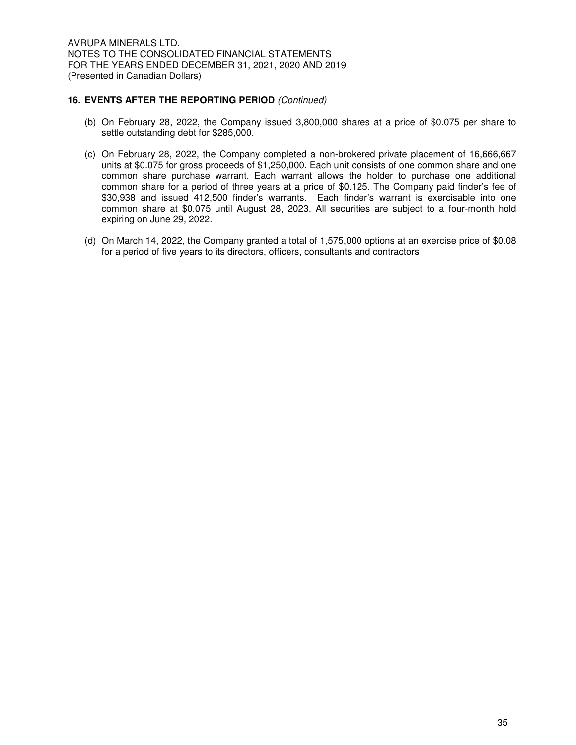## 16. EVENTS AFTER THE REPORTING PERIOD *(Continued)*

(b) On February 28, 2022, the Company issued 3,800,000 shares at a price of $0.075 per share to settle outstanding debt for $285,000.

(c) On February 28, 2022, the Company completed a non-brokered private placement of 16,666,667 units at $0.075 for gross proceeds of $1,250,000. Each unit consists of one common share and one common share purchase warrant. Each warrant allows the holder to purchase one additional common share for a period of three years at a price of $0.125. The Company paid finder's fee of $30,938 and issued 412,500 finder's warrants. Each finder's warrant is exercisable into one common share at $0.075 until August 28, 2023. All securities are subject to a four-month hold expiring on June 29, 2022.

(d) On March 14, 2022, the Company granted a total of 1,575,000 options at an exercise price of $0.08 for a period of five years to its directors, officers, consultants and contractors